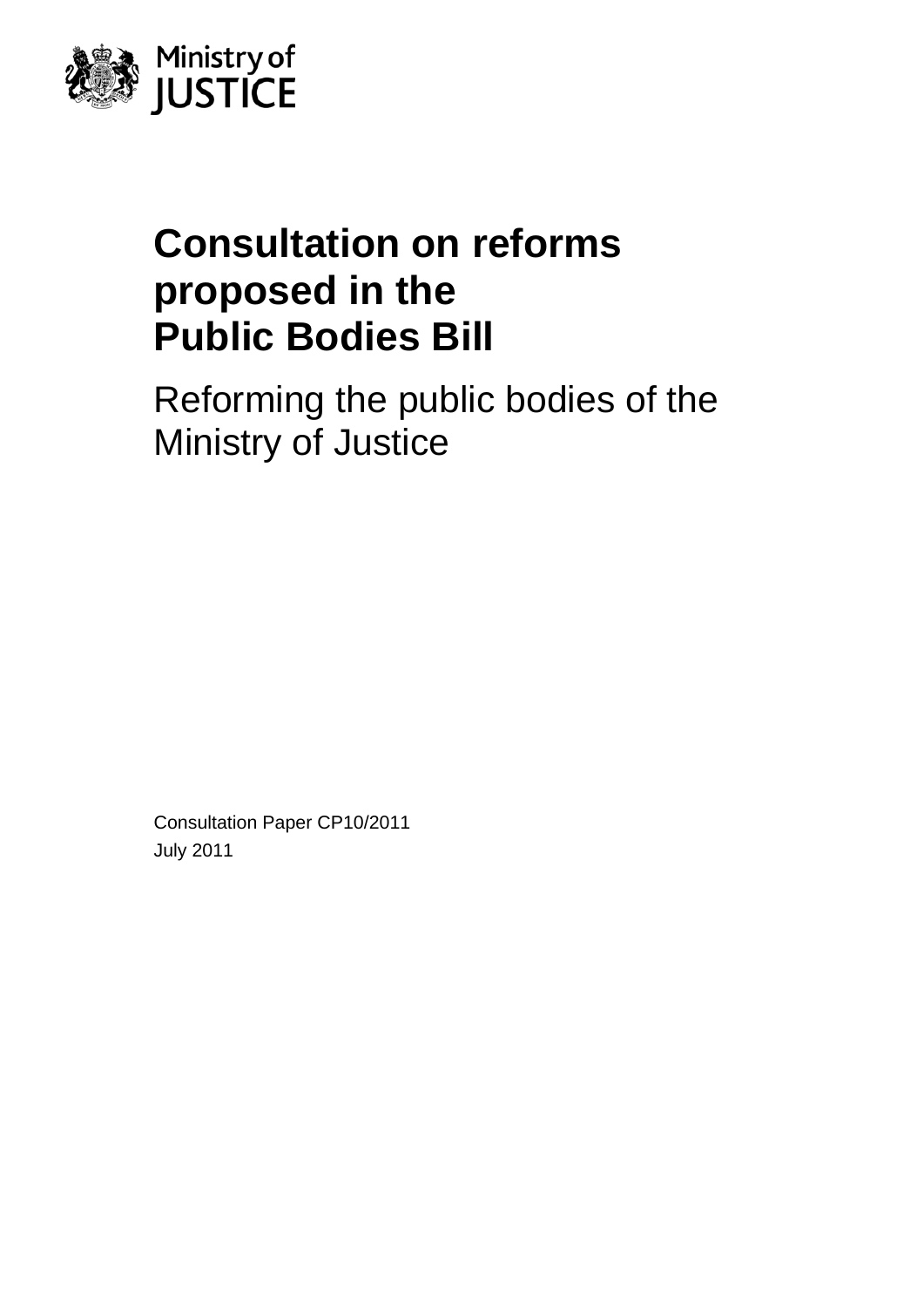Ministry of JUSTICE

# Consultation on reforms proposed in the Public Bodies Bill

## Reforming the public bodies of the Ministry of Justice

Consultation Paper CP10/2011

July 2011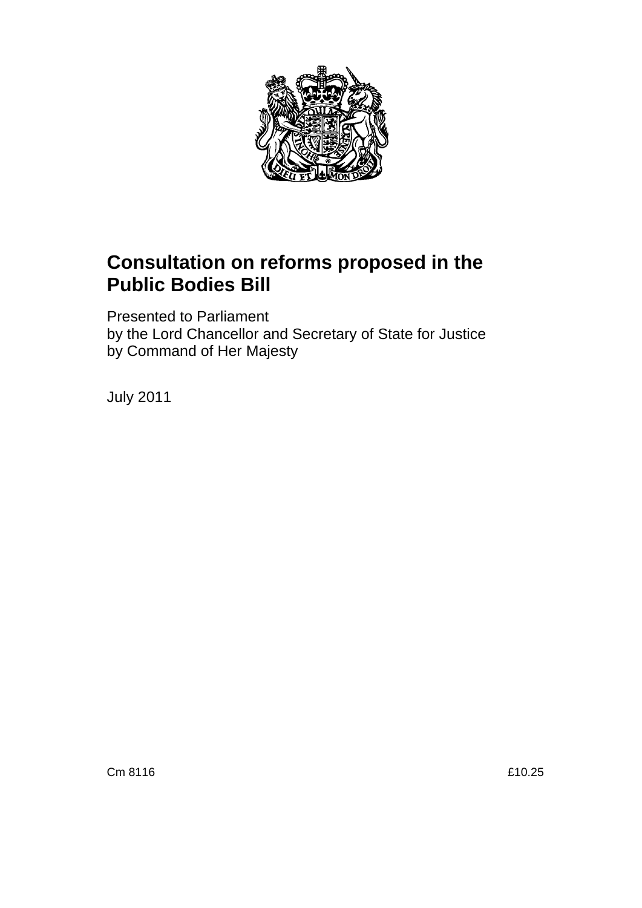# Consultation on reforms proposed in the Public Bodies Bill

Presented to Parliament
by the Lord Chancellor and Secretary of State for Justice
by Command of Her Majesty

July 2011

Cm 8116 £10.25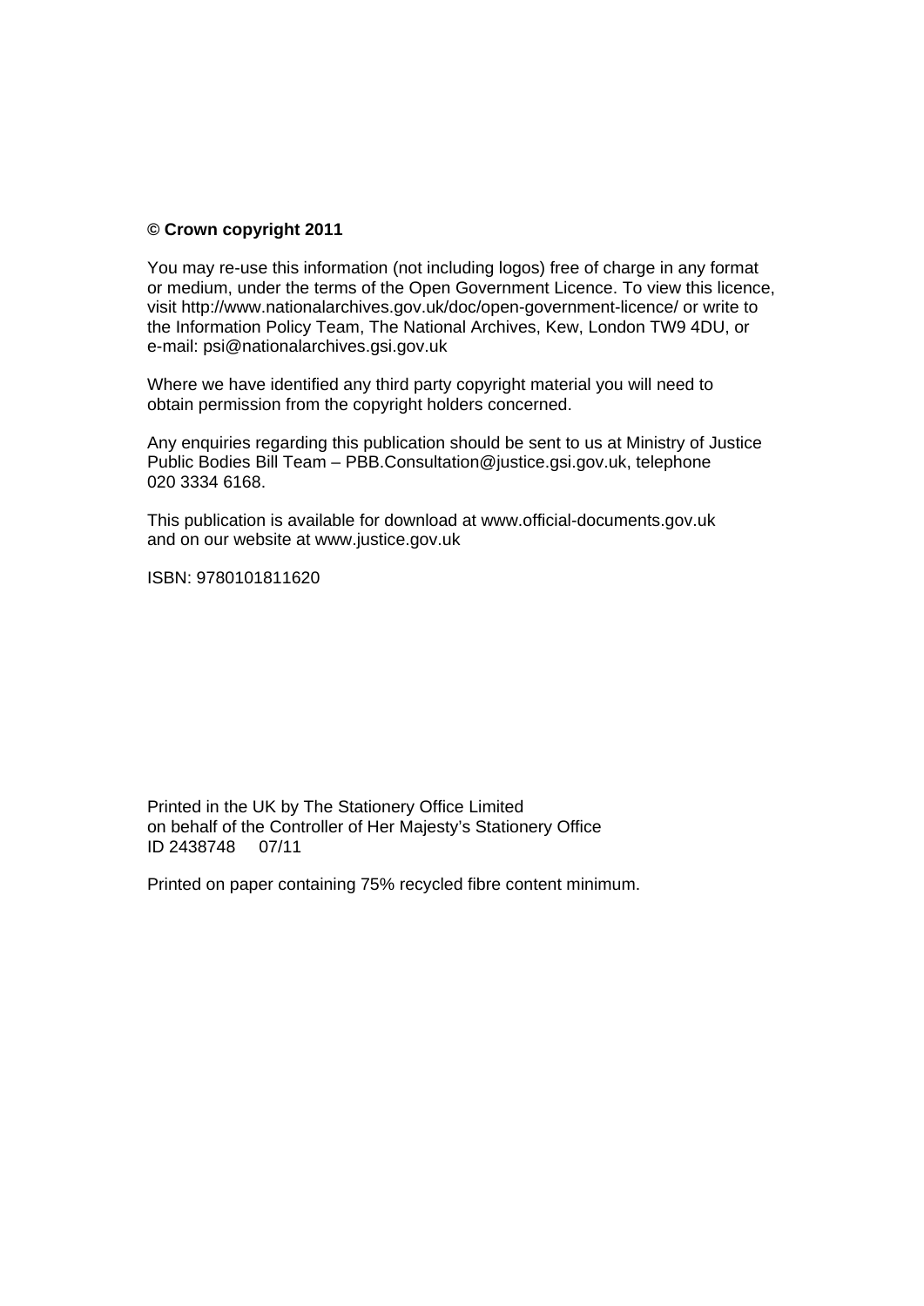**© Crown copyright 2011**

You may re-use this information (not including logos) free of charge in any format or medium, under the terms of the Open Government Licence. To view this licence, visit http://www.nationalarchives.gov.uk/doc/open-government-licence/ or write to the Information Policy Team, The National Archives, Kew, London TW9 4DU, or e-mail: psi@nationalarchives.gsi.gov.uk

Where we have identified any third party copyright material you will need to obtain permission from the copyright holders concerned.

Any enquiries regarding this publication should be sent to us at Ministry of Justice Public Bodies Bill Team – PBB.Consultation@justice.gsi.gov.uk, telephone 020 3334 6168.

This publication is available for download at www.official-documents.gov.uk and on our website at www.justice.gov.uk

ISBN: 9780101811620

Printed in the UK by The Stationery Office Limited
on behalf of the Controller of Her Majesty's Stationery Office
ID 2438748 07/11

Printed on paper containing 75% recycled fibre content minimum.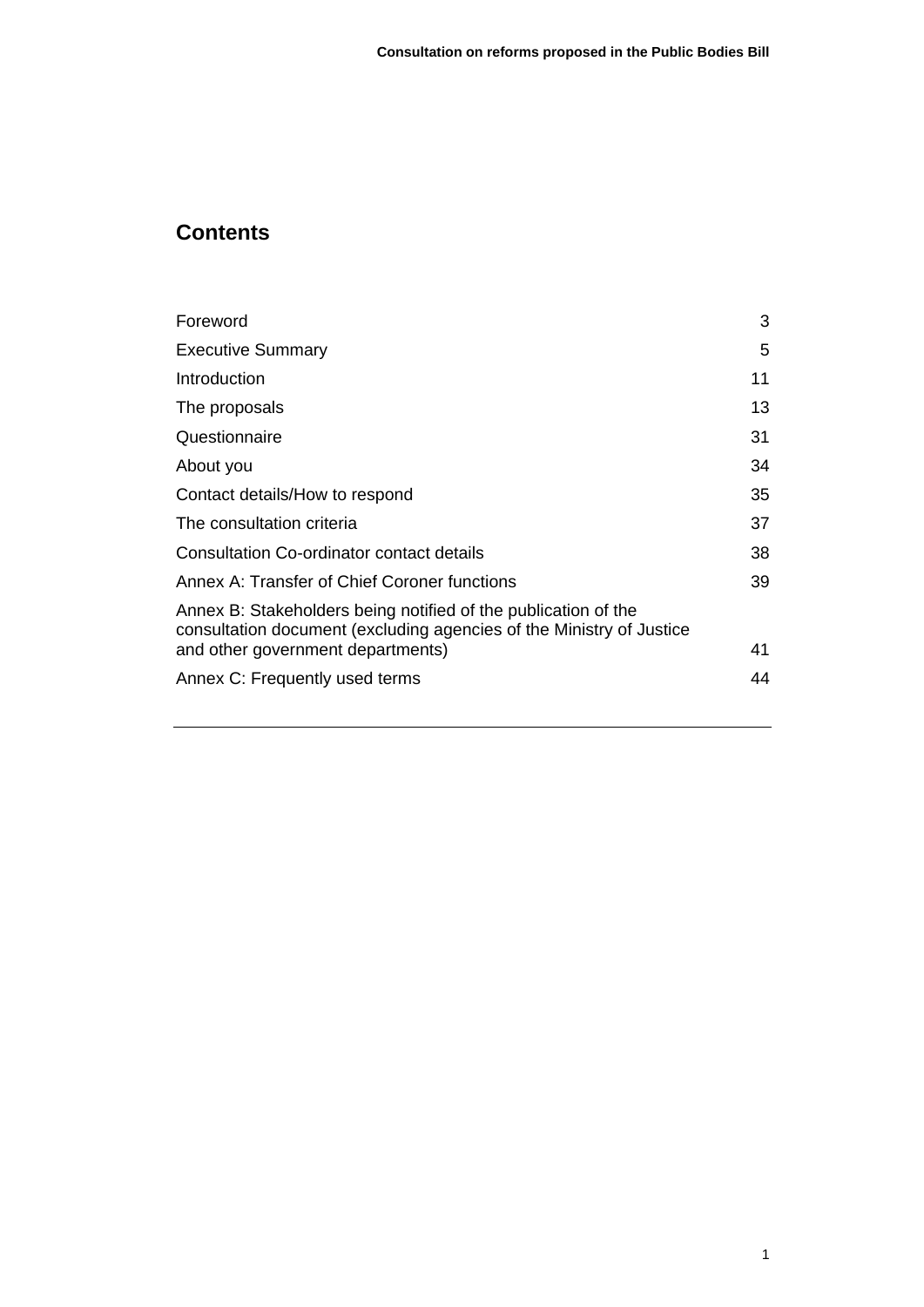## Contents

| | |
|---|---|
| Foreword | 3 |
| Executive Summary | 5 |
| Introduction | 11 |
| The proposals | 13 |
| Questionnaire | 31 |
| About you | 34 |
| Contact details/How to respond | 35 |
| The consultation criteria | 37 |
| Consultation Co-ordinator contact details | 38 |
| Annex A: Transfer of Chief Coroner functions | 39 |
| Annex B: Stakeholders being notified of the publication of the consultation document (excluding agencies of the Ministry of Justice and other government departments) | 41 |
| Annex C: Frequently used terms | 44 |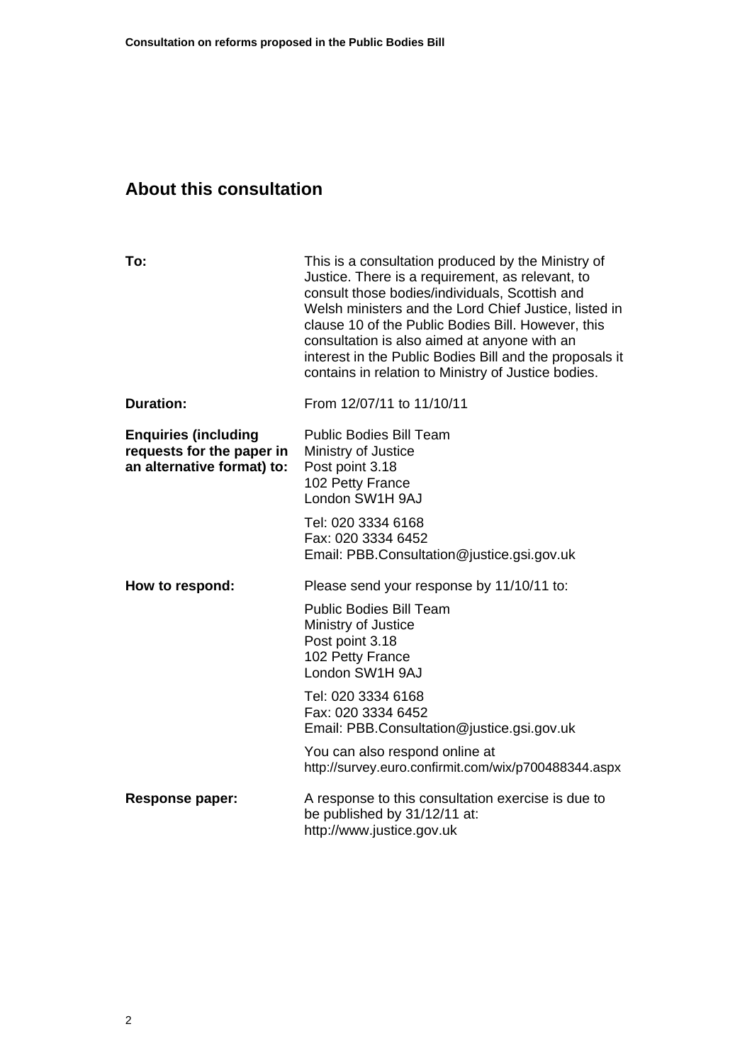## About this consultation

| | |
|---|---|
| **To:** | This is a consultation produced by the Ministry of Justice. There is a requirement, as relevant, to consult those bodies/individuals, Scottish and Welsh ministers and the Lord Chief Justice, listed in clause 10 of the Public Bodies Bill. However, this consultation is also aimed at anyone with an interest in the Public Bodies Bill and the proposals it contains in relation to Ministry of Justice bodies. |
| **Duration:** | From 12/07/11 to 11/10/11 |
| **Enquiries (including requests for the paper in an alternative format) to:** | Public Bodies Bill Team<br>Ministry of Justice<br>Post point 3.18<br>102 Petty France<br>London SW1H 9AJ<br><br>Tel: 020 3334 6168<br>Fax: 020 3334 6452<br>Email: PBB.Consultation@justice.gsi.gov.uk |
| **How to respond:** | Please send your response by 11/10/11 to:<br><br>Public Bodies Bill Team<br>Ministry of Justice<br>Post point 3.18<br>102 Petty France<br>London SW1H 9AJ<br><br>Tel: 020 3334 6168<br>Fax: 020 3334 6452<br>Email: PBB.Consultation@justice.gsi.gov.uk<br><br>You can also respond online at<br>http://survey.euro.confirmit.com/wix/p700488344.aspx |
| **Response paper:** | A response to this consultation exercise is due to be published by 31/12/11 at:<br>http://www.justice.gov.uk |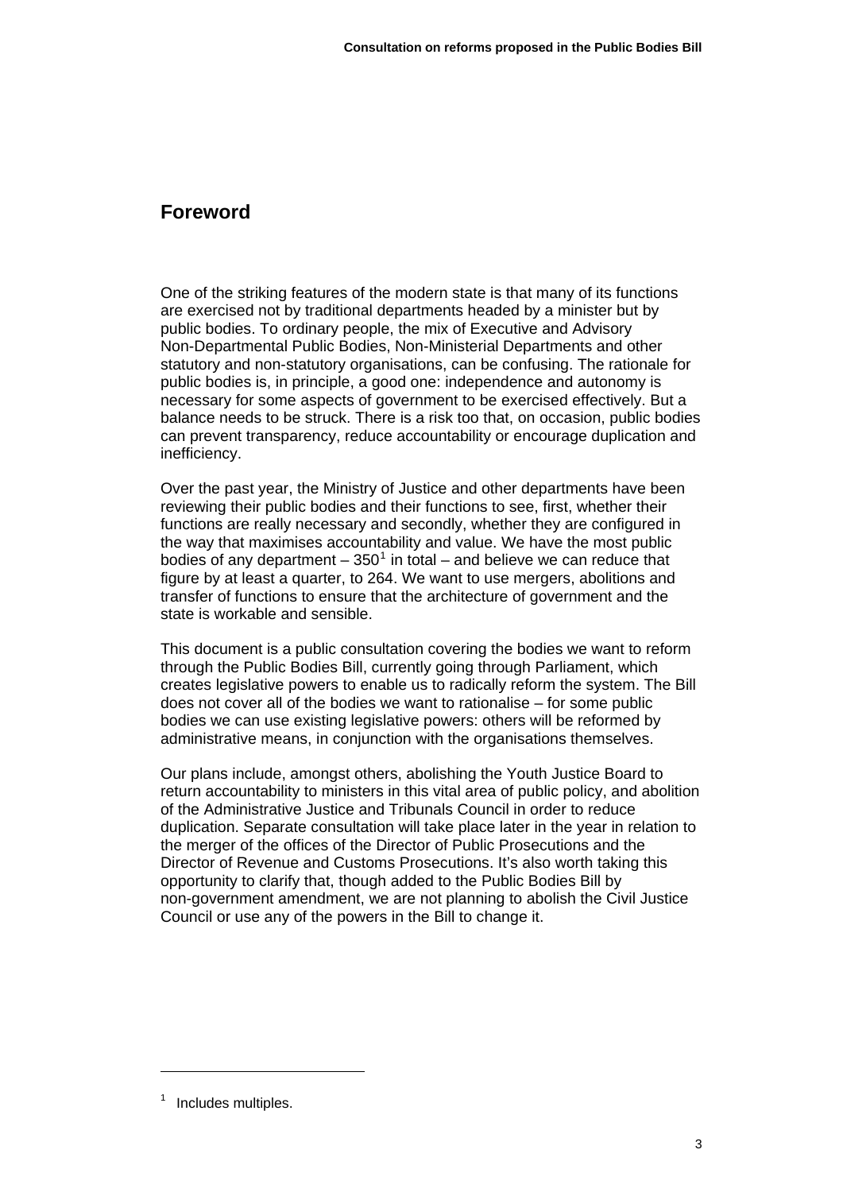## Foreword

One of the striking features of the modern state is that many of its functions are exercised not by traditional departments headed by a minister but by public bodies. To ordinary people, the mix of Executive and Advisory Non-Departmental Public Bodies, Non-Ministerial Departments and other statutory and non-statutory organisations, can be confusing. The rationale for public bodies is, in principle, a good one: independence and autonomy is necessary for some aspects of government to be exercised effectively. But a balance needs to be struck. There is a risk too that, on occasion, public bodies can prevent transparency, reduce accountability or encourage duplication and inefficiency.

Over the past year, the Ministry of Justice and other departments have been reviewing their public bodies and their functions to see, first, whether their functions are really necessary and secondly, whether they are configured in the way that maximises accountability and value. We have the most public bodies of any department – 350[1] in total – and believe we can reduce that figure by at least a quarter, to 264. We want to use mergers, abolitions and transfer of functions to ensure that the architecture of government and the state is workable and sensible.

This document is a public consultation covering the bodies we want to reform through the Public Bodies Bill, currently going through Parliament, which creates legislative powers to enable us to radically reform the system. The Bill does not cover all of the bodies we want to rationalise – for some public bodies we can use existing legislative powers: others will be reformed by administrative means, in conjunction with the organisations themselves.

Our plans include, amongst others, abolishing the Youth Justice Board to return accountability to ministers in this vital area of public policy, and abolition of the Administrative Justice and Tribunals Council in order to reduce duplication. Separate consultation will take place later in the year in relation to the merger of the offices of the Director of Public Prosecutions and the Director of Revenue and Customs Prosecutions. It's also worth taking this opportunity to clarify that, though added to the Public Bodies Bill by non-government amendment, we are not planning to abolish the Civil Justice Council or use any of the powers in the Bill to change it.

[1] Includes multiples.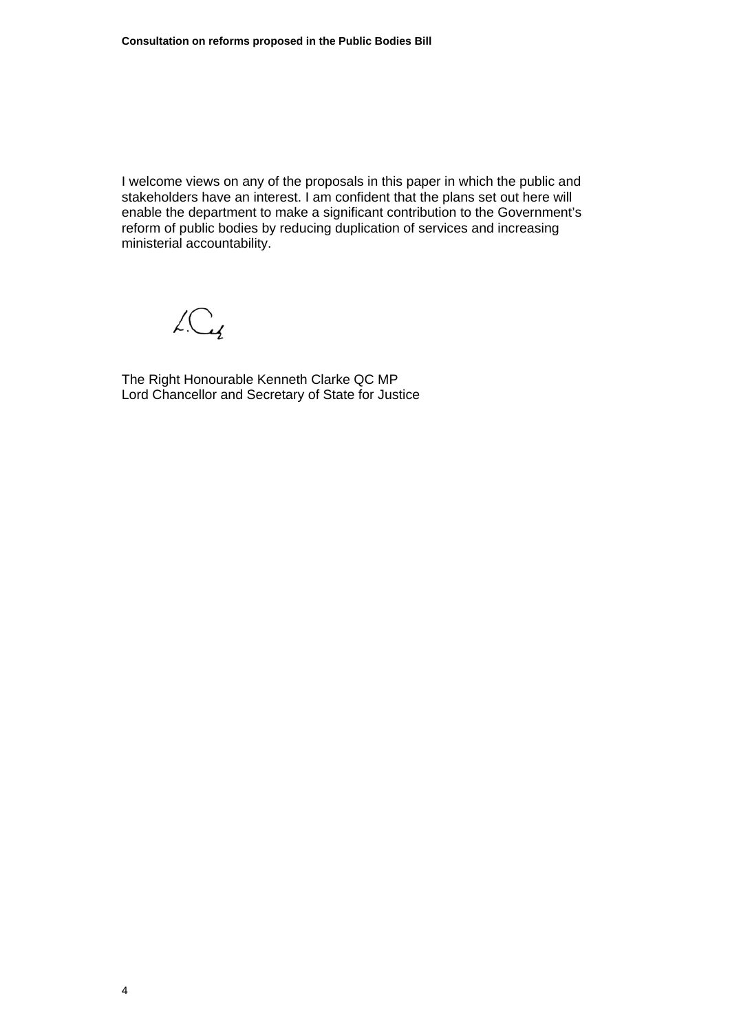I welcome views on any of the proposals in this paper in which the public and stakeholders have an interest. I am confident that the plans set out here will enable the department to make a significant contribution to the Government's reform of public bodies by reducing duplication of services and increasing ministerial accountability.

The Right Honourable Kenneth Clarke QC MP
Lord Chancellor and Secretary of State for Justice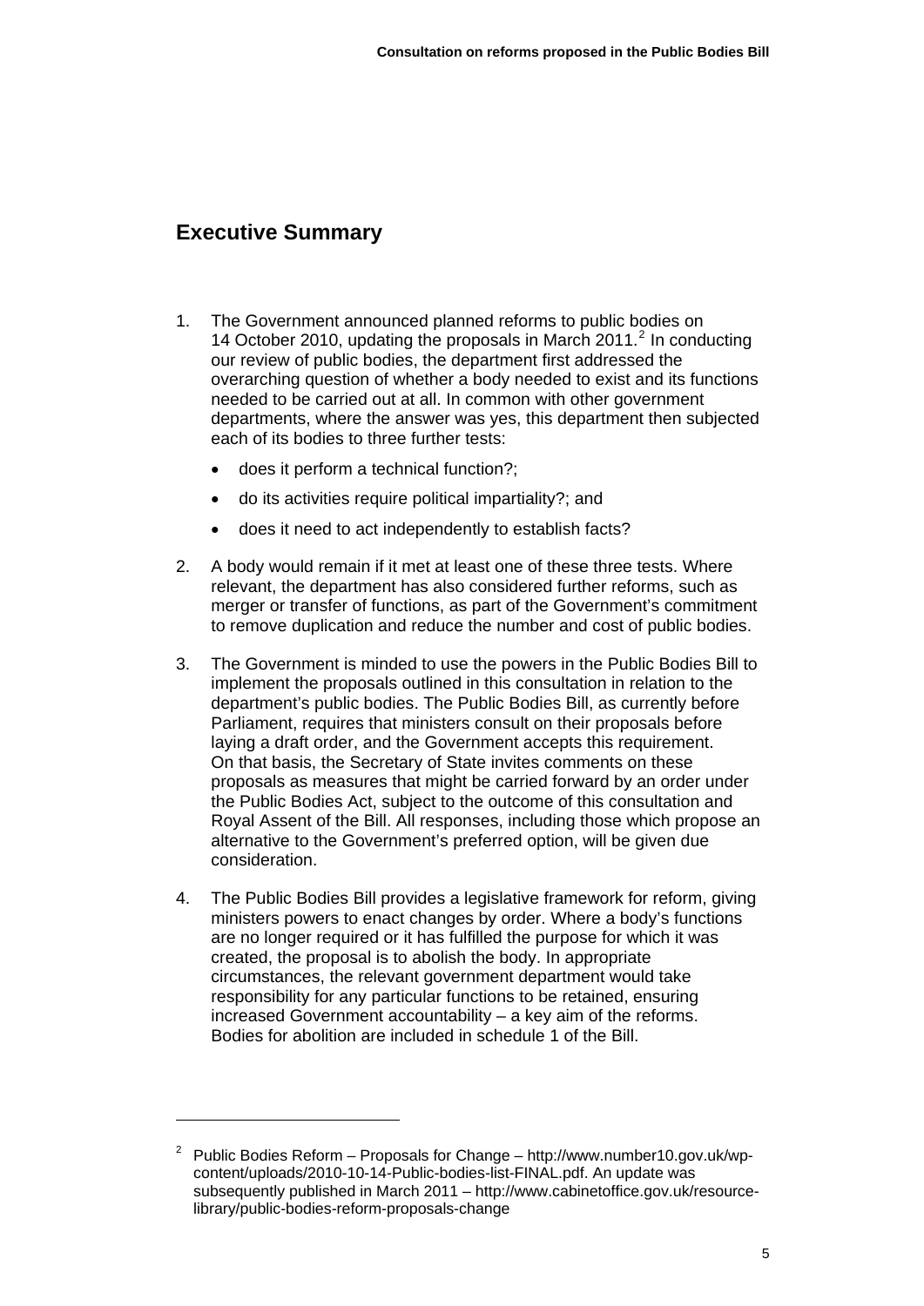## Executive Summary

1. The Government announced planned reforms to public bodies on 14 October 2010, updating the proposals in March 2011.[2] In conducting our review of public bodies, the department first addressed the overarching question of whether a body needed to exist and its functions needed to be carried out at all. In common with other government departments, where the answer was yes, this department then subjected each of its bodies to three further tests:

   - does it perform a technical function?;
   - do its activities require political impartiality?; and
   - does it need to act independently to establish facts?

2. A body would remain if it met at least one of these three tests. Where relevant, the department has also considered further reforms, such as merger or transfer of functions, as part of the Government's commitment to remove duplication and reduce the number and cost of public bodies.

3. The Government is minded to use the powers in the Public Bodies Bill to implement the proposals outlined in this consultation in relation to the department's public bodies. The Public Bodies Bill, as currently before Parliament, requires that ministers consult on their proposals before laying a draft order, and the Government accepts this requirement. On that basis, the Secretary of State invites comments on these proposals as measures that might be carried forward by an order under the Public Bodies Act, subject to the outcome of this consultation and Royal Assent of the Bill. All responses, including those which propose an alternative to the Government's preferred option, will be given due consideration.

4. The Public Bodies Bill provides a legislative framework for reform, giving ministers powers to enact changes by order. Where a body's functions are no longer required or it has fulfilled the purpose for which it was created, the proposal is to abolish the body. In appropriate circumstances, the relevant government department would take responsibility for any particular functions to be retained, ensuring increased Government accountability – a key aim of the reforms. Bodies for abolition are included in schedule 1 of the Bill.

---

[2] Public Bodies Reform – Proposals for Change – http://www.number10.gov.uk/wp-content/uploads/2010-10-14-Public-bodies-list-FINAL.pdf. An update was subsequently published in March 2011 – http://www.cabinetoffice.gov.uk/resource-library/public-bodies-reform-proposals-change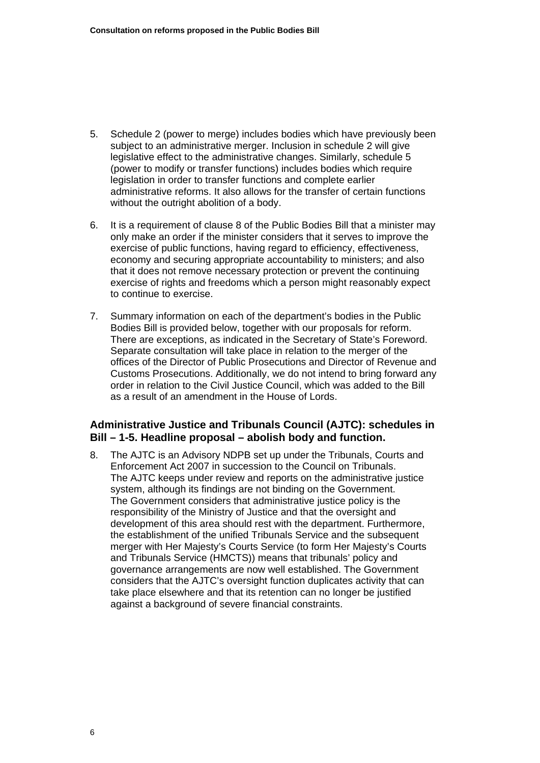5. Schedule 2 (power to merge) includes bodies which have previously been subject to an administrative merger. Inclusion in schedule 2 will give legislative effect to the administrative changes. Similarly, schedule 5 (power to modify or transfer functions) includes bodies which require legislation in order to transfer functions and complete earlier administrative reforms. It also allows for the transfer of certain functions without the outright abolition of a body.

6. It is a requirement of clause 8 of the Public Bodies Bill that a minister may only make an order if the minister considers that it serves to improve the exercise of public functions, having regard to efficiency, effectiveness, economy and securing appropriate accountability to ministers; and also that it does not remove necessary protection or prevent the continuing exercise of rights and freedoms which a person might reasonably expect to continue to exercise.

7. Summary information on each of the department's bodies in the Public Bodies Bill is provided below, together with our proposals for reform. There are exceptions, as indicated in the Secretary of State's Foreword. Separate consultation will take place in relation to the merger of the offices of the Director of Public Prosecutions and Director of Revenue and Customs Prosecutions. Additionally, we do not intend to bring forward any order in relation to the Civil Justice Council, which was added to the Bill as a result of an amendment in the House of Lords.

### Administrative Justice and Tribunals Council (AJTC): schedules in Bill – 1-5. Headline proposal – abolish body and function.

8. The AJTC is an Advisory NDPB set up under the Tribunals, Courts and Enforcement Act 2007 in succession to the Council on Tribunals. The AJTC keeps under review and reports on the administrative justice system, although its findings are not binding on the Government. The Government considers that administrative justice policy is the responsibility of the Ministry of Justice and that the oversight and development of this area should rest with the department. Furthermore, the establishment of the unified Tribunals Service and the subsequent merger with Her Majesty's Courts Service (to form Her Majesty's Courts and Tribunals Service (HMCTS)) means that tribunals' policy and governance arrangements are now well established. The Government considers that the AJTC's oversight function duplicates activity that can take place elsewhere and that its retention can no longer be justified against a background of severe financial constraints.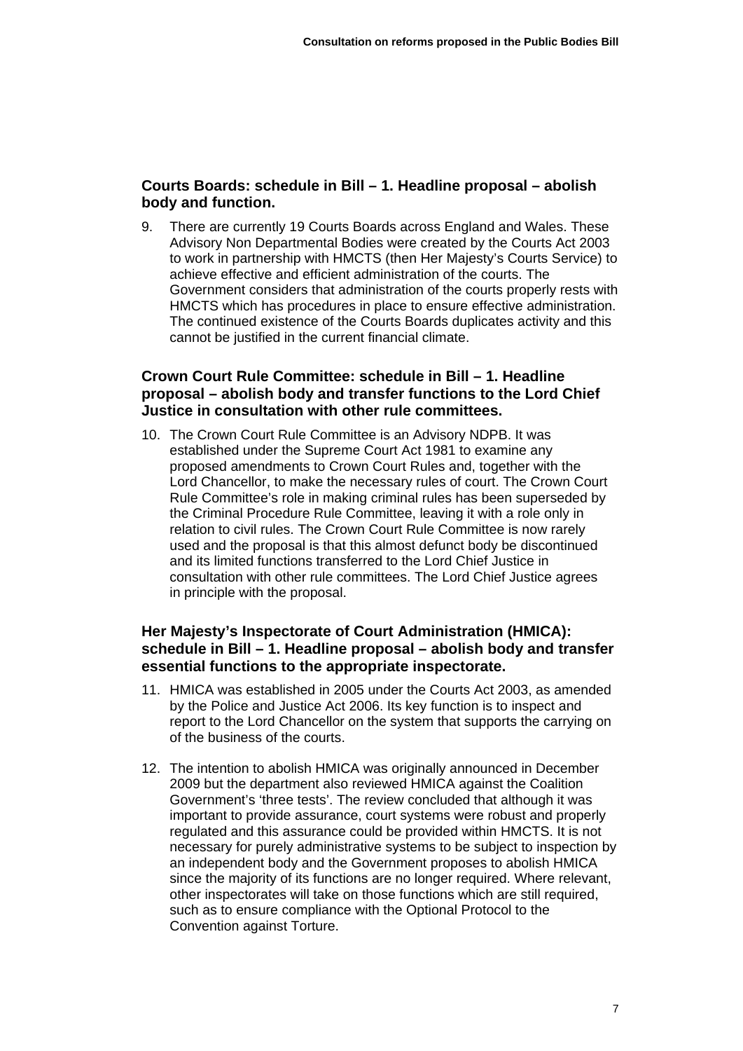### Courts Boards: schedule in Bill – 1. Headline proposal – abolish body and function.

9. There are currently 19 Courts Boards across England and Wales. These Advisory Non Departmental Bodies were created by the Courts Act 2003 to work in partnership with HMCTS (then Her Majesty's Courts Service) to achieve effective and efficient administration of the courts. The Government considers that administration of the courts properly rests with HMCTS which has procedures in place to ensure effective administration. The continued existence of the Courts Boards duplicates activity and this cannot be justified in the current financial climate.

### Crown Court Rule Committee: schedule in Bill – 1. Headline proposal – abolish body and transfer functions to the Lord Chief Justice in consultation with other rule committees.

10. The Crown Court Rule Committee is an Advisory NDPB. It was established under the Supreme Court Act 1981 to examine any proposed amendments to Crown Court Rules and, together with the Lord Chancellor, to make the necessary rules of court. The Crown Court Rule Committee's role in making criminal rules has been superseded by the Criminal Procedure Rule Committee, leaving it with a role only in relation to civil rules. The Crown Court Rule Committee is now rarely used and the proposal is that this almost defunct body be discontinued and its limited functions transferred to the Lord Chief Justice in consultation with other rule committees. The Lord Chief Justice agrees in principle with the proposal.

### Her Majesty's Inspectorate of Court Administration (HMICA): schedule in Bill – 1. Headline proposal – abolish body and transfer essential functions to the appropriate inspectorate.

11. HMICA was established in 2005 under the Courts Act 2003, as amended by the Police and Justice Act 2006. Its key function is to inspect and report to the Lord Chancellor on the system that supports the carrying on of the business of the courts.

12. The intention to abolish HMICA was originally announced in December 2009 but the department also reviewed HMICA against the Coalition Government's 'three tests'. The review concluded that although it was important to provide assurance, court systems were robust and properly regulated and this assurance could be provided within HMCTS. It is not necessary for purely administrative systems to be subject to inspection by an independent body and the Government proposes to abolish HMICA since the majority of its functions are no longer required. Where relevant, other inspectorates will take on those functions which are still required, such as to ensure compliance with the Optional Protocol to the Convention against Torture.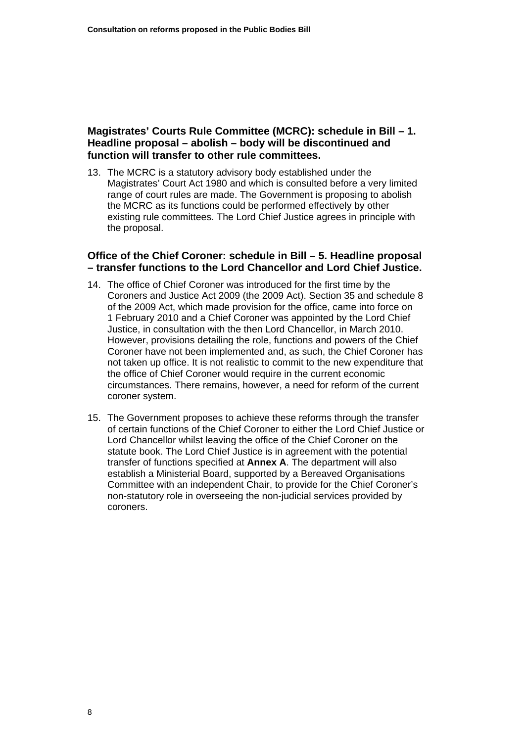### Magistrates' Courts Rule Committee (MCRC): schedule in Bill – 1. Headline proposal – abolish – body will be discontinued and function will transfer to other rule committees.

13. The MCRC is a statutory advisory body established under the Magistrates' Court Act 1980 and which is consulted before a very limited range of court rules are made. The Government is proposing to abolish the MCRC as its functions could be performed effectively by other existing rule committees. The Lord Chief Justice agrees in principle with the proposal.

### Office of the Chief Coroner: schedule in Bill – 5. Headline proposal – transfer functions to the Lord Chancellor and Lord Chief Justice.

14. The office of Chief Coroner was introduced for the first time by the Coroners and Justice Act 2009 (the 2009 Act). Section 35 and schedule 8 of the 2009 Act, which made provision for the office, came into force on 1 February 2010 and a Chief Coroner was appointed by the Lord Chief Justice, in consultation with the then Lord Chancellor, in March 2010. However, provisions detailing the role, functions and powers of the Chief Coroner have not been implemented and, as such, the Chief Coroner has not taken up office. It is not realistic to commit to the new expenditure that the office of Chief Coroner would require in the current economic circumstances. There remains, however, a need for reform of the current coroner system.

15. The Government proposes to achieve these reforms through the transfer of certain functions of the Chief Coroner to either the Lord Chief Justice or Lord Chancellor whilst leaving the office of the Chief Coroner on the statute book. The Lord Chief Justice is in agreement with the potential transfer of functions specified at **Annex A**. The department will also establish a Ministerial Board, supported by a Bereaved Organisations Committee with an independent Chair, to provide for the Chief Coroner's non-statutory role in overseeing the non-judicial services provided by coroners.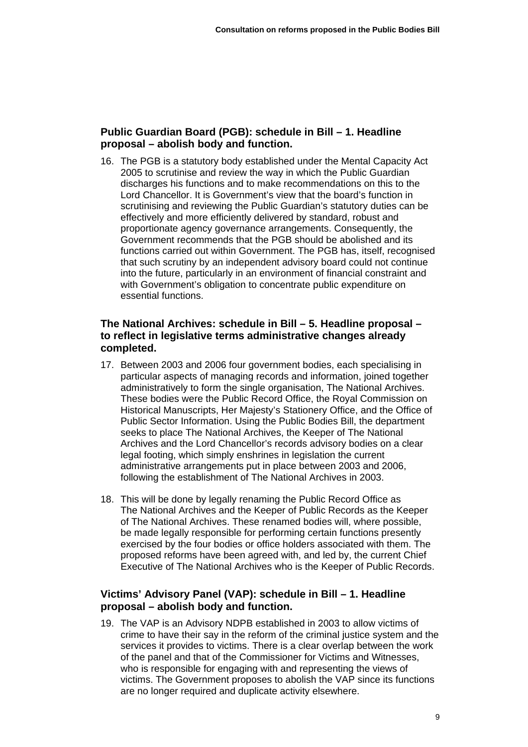### Public Guardian Board (PGB): schedule in Bill – 1. Headline proposal – abolish body and function.

16. The PGB is a statutory body established under the Mental Capacity Act 2005 to scrutinise and review the way in which the Public Guardian discharges his functions and to make recommendations on this to the Lord Chancellor. It is Government's view that the board's function in scrutinising and reviewing the Public Guardian's statutory duties can be effectively and more efficiently delivered by standard, robust and proportionate agency governance arrangements. Consequently, the Government recommends that the PGB should be abolished and its functions carried out within Government. The PGB has, itself, recognised that such scrutiny by an independent advisory board could not continue into the future, particularly in an environment of financial constraint and with Government's obligation to concentrate public expenditure on essential functions.

### The National Archives: schedule in Bill – 5. Headline proposal – to reflect in legislative terms administrative changes already completed.

17. Between 2003 and 2006 four government bodies, each specialising in particular aspects of managing records and information, joined together administratively to form the single organisation, The National Archives. These bodies were the Public Record Office, the Royal Commission on Historical Manuscripts, Her Majesty's Stationery Office, and the Office of Public Sector Information. Using the Public Bodies Bill, the department seeks to place The National Archives, the Keeper of The National Archives and the Lord Chancellor's records advisory bodies on a clear legal footing, which simply enshrines in legislation the current administrative arrangements put in place between 2003 and 2006, following the establishment of The National Archives in 2003.

18. This will be done by legally renaming the Public Record Office as The National Archives and the Keeper of Public Records as the Keeper of The National Archives. These renamed bodies will, where possible, be made legally responsible for performing certain functions presently exercised by the four bodies or office holders associated with them. The proposed reforms have been agreed with, and led by, the current Chief Executive of The National Archives who is the Keeper of Public Records.

### Victims' Advisory Panel (VAP): schedule in Bill – 1. Headline proposal – abolish body and function.

19. The VAP is an Advisory NDPB established in 2003 to allow victims of crime to have their say in the reform of the criminal justice system and the services it provides to victims. There is a clear overlap between the work of the panel and that of the Commissioner for Victims and Witnesses, who is responsible for engaging with and representing the views of victims. The Government proposes to abolish the VAP since its functions are no longer required and duplicate activity elsewhere.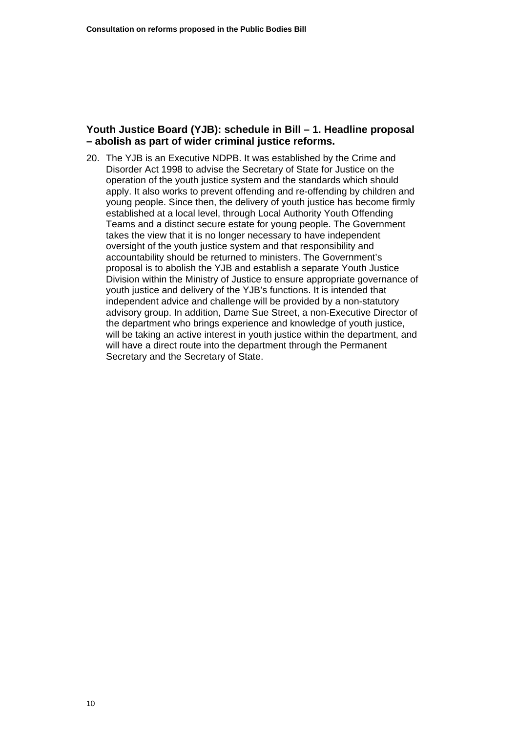### Youth Justice Board (YJB): schedule in Bill – 1. Headline proposal – abolish as part of wider criminal justice reforms.

20. The YJB is an Executive NDPB. It was established by the Crime and Disorder Act 1998 to advise the Secretary of State for Justice on the operation of the youth justice system and the standards which should apply. It also works to prevent offending and re-offending by children and young people. Since then, the delivery of youth justice has become firmly established at a local level, through Local Authority Youth Offending Teams and a distinct secure estate for young people. The Government takes the view that it is no longer necessary to have independent oversight of the youth justice system and that responsibility and accountability should be returned to ministers. The Government's proposal is to abolish the YJB and establish a separate Youth Justice Division within the Ministry of Justice to ensure appropriate governance of youth justice and delivery of the YJB's functions. It is intended that independent advice and challenge will be provided by a non-statutory advisory group. In addition, Dame Sue Street, a non-Executive Director of the department who brings experience and knowledge of youth justice, will be taking an active interest in youth justice within the department, and will have a direct route into the department through the Permanent Secretary and the Secretary of State.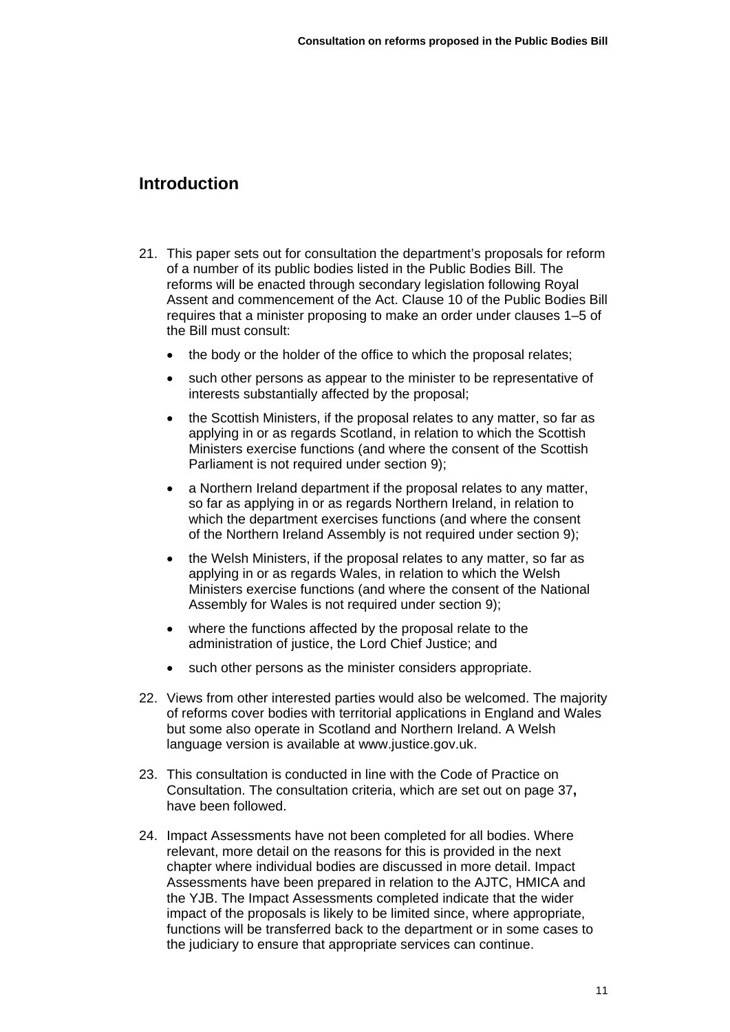## Introduction

21. This paper sets out for consultation the department's proposals for reform of a number of its public bodies listed in the Public Bodies Bill. The reforms will be enacted through secondary legislation following Royal Assent and commencement of the Act. Clause 10 of the Public Bodies Bill requires that a minister proposing to make an order under clauses 1–5 of the Bill must consult:

    - the body or the holder of the office to which the proposal relates;
    - such other persons as appear to the minister to be representative of interests substantially affected by the proposal;
    - the Scottish Ministers, if the proposal relates to any matter, so far as applying in or as regards Scotland, in relation to which the Scottish Ministers exercise functions (and where the consent of the Scottish Parliament is not required under section 9);
    - a Northern Ireland department if the proposal relates to any matter, so far as applying in or as regards Northern Ireland, in relation to which the department exercises functions (and where the consent of the Northern Ireland Assembly is not required under section 9);
    - the Welsh Ministers, if the proposal relates to any matter, so far as applying in or as regards Wales, in relation to which the Welsh Ministers exercise functions (and where the consent of the National Assembly for Wales is not required under section 9);
    - where the functions affected by the proposal relate to the administration of justice, the Lord Chief Justice; and
    - such other persons as the minister considers appropriate.

22. Views from other interested parties would also be welcomed. The majority of reforms cover bodies with territorial applications in England and Wales but some also operate in Scotland and Northern Ireland. A Welsh language version is available at www.justice.gov.uk.

23. This consultation is conducted in line with the Code of Practice on Consultation. The consultation criteria, which are set out on page 37**,** have been followed.

24. Impact Assessments have not been completed for all bodies. Where relevant, more detail on the reasons for this is provided in the next chapter where individual bodies are discussed in more detail. Impact Assessments have been prepared in relation to the AJTC, HMICA and the YJB. The Impact Assessments completed indicate that the wider impact of the proposals is likely to be limited since, where appropriate, functions will be transferred back to the department or in some cases to the judiciary to ensure that appropriate services can continue.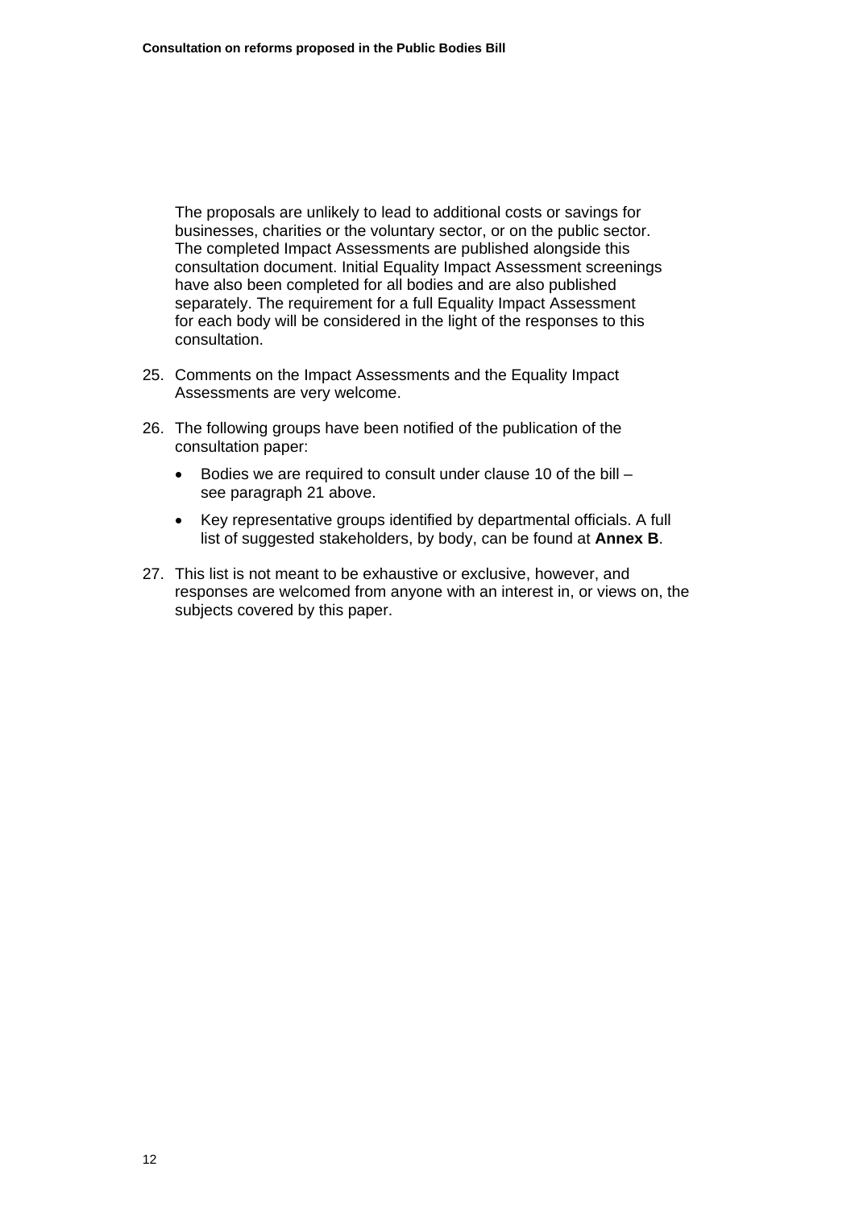The proposals are unlikely to lead to additional costs or savings for businesses, charities or the voluntary sector, or on the public sector. The completed Impact Assessments are published alongside this consultation document. Initial Equality Impact Assessment screenings have also been completed for all bodies and are also published separately. The requirement for a full Equality Impact Assessment for each body will be considered in the light of the responses to this consultation.

25. Comments on the Impact Assessments and the Equality Impact Assessments are very welcome.

26. The following groups have been notified of the publication of the consultation paper:

    - Bodies we are required to consult under clause 10 of the bill – see paragraph 21 above.
    - Key representative groups identified by departmental officials. A full list of suggested stakeholders, by body, can be found at **Annex B**.

27. This list is not meant to be exhaustive or exclusive, however, and responses are welcomed from anyone with an interest in, or views on, the subjects covered by this paper.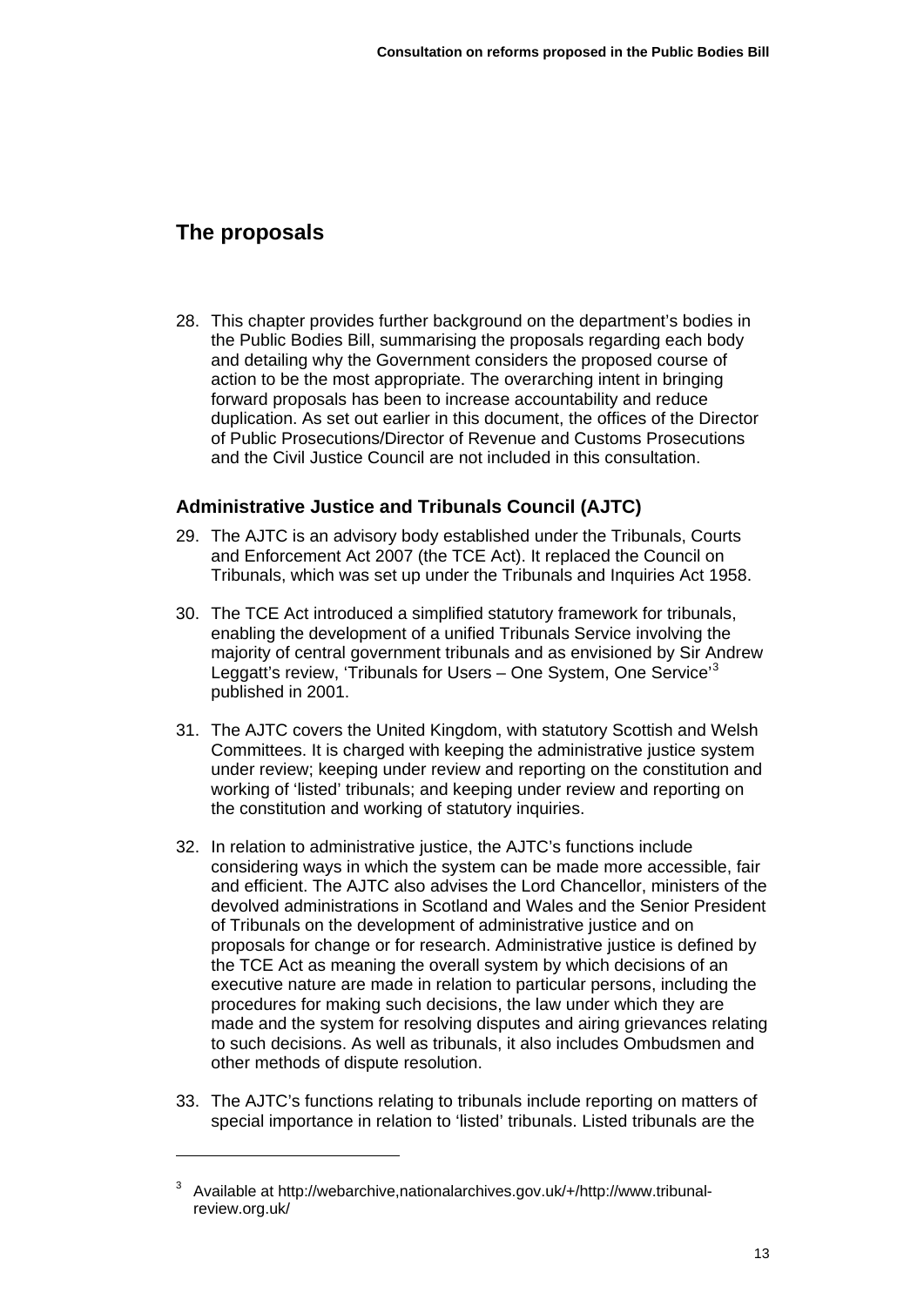## The proposals

28. This chapter provides further background on the department's bodies in the Public Bodies Bill, summarising the proposals regarding each body and detailing why the Government considers the proposed course of action to be the most appropriate. The overarching intent in bringing forward proposals has been to increase accountability and reduce duplication. As set out earlier in this document, the offices of the Director of Public Prosecutions/Director of Revenue and Customs Prosecutions and the Civil Justice Council are not included in this consultation.

### Administrative Justice and Tribunals Council (AJTC)

29. The AJTC is an advisory body established under the Tribunals, Courts and Enforcement Act 2007 (the TCE Act). It replaced the Council on Tribunals, which was set up under the Tribunals and Inquiries Act 1958.

30. The TCE Act introduced a simplified statutory framework for tribunals, enabling the development of a unified Tribunals Service involving the majority of central government tribunals and as envisioned by Sir Andrew Leggatt's review, 'Tribunals for Users – One System, One Service'[3] published in 2001.

31. The AJTC covers the United Kingdom, with statutory Scottish and Welsh Committees. It is charged with keeping the administrative justice system under review; keeping under review and reporting on the constitution and working of 'listed' tribunals; and keeping under review and reporting on the constitution and working of statutory inquiries.

32. In relation to administrative justice, the AJTC's functions include considering ways in which the system can be made more accessible, fair and efficient. The AJTC also advises the Lord Chancellor, ministers of the devolved administrations in Scotland and Wales and the Senior President of Tribunals on the development of administrative justice and on proposals for change or for research. Administrative justice is defined by the TCE Act as meaning the overall system by which decisions of an executive nature are made in relation to particular persons, including the procedures for making such decisions, the law under which they are made and the system for resolving disputes and airing grievances relating to such decisions. As well as tribunals, it also includes Ombudsmen and other methods of dispute resolution.

33. The AJTC's functions relating to tribunals include reporting on matters of special importance in relation to 'listed' tribunals. Listed tribunals are the

---

[3] Available at http://webarchive,nationalarchives.gov.uk/+/http://www.tribunal-review.org.uk/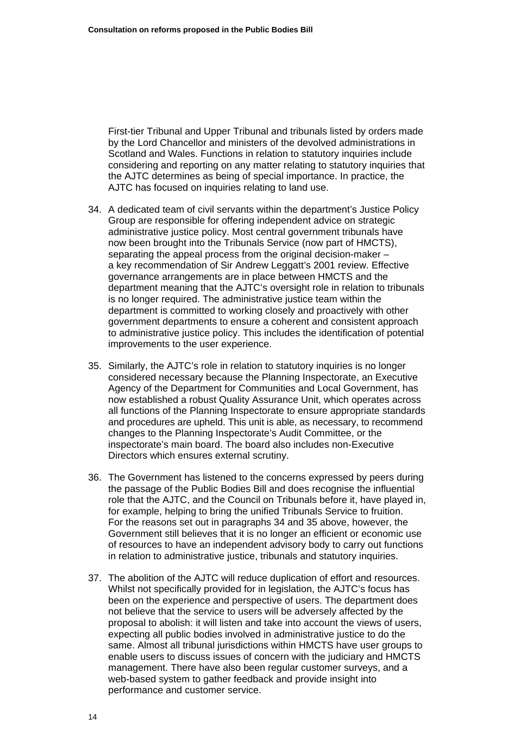First-tier Tribunal and Upper Tribunal and tribunals listed by orders made by the Lord Chancellor and ministers of the devolved administrations in Scotland and Wales. Functions in relation to statutory inquiries include considering and reporting on any matter relating to statutory inquiries that the AJTC determines as being of special importance. In practice, the AJTC has focused on inquiries relating to land use.

34. A dedicated team of civil servants within the department's Justice Policy Group are responsible for offering independent advice on strategic administrative justice policy. Most central government tribunals have now been brought into the Tribunals Service (now part of HMCTS), separating the appeal process from the original decision-maker – a key recommendation of Sir Andrew Leggatt's 2001 review. Effective governance arrangements are in place between HMCTS and the department meaning that the AJTC's oversight role in relation to tribunals is no longer required. The administrative justice team within the department is committed to working closely and proactively with other government departments to ensure a coherent and consistent approach to administrative justice policy. This includes the identification of potential improvements to the user experience.

35. Similarly, the AJTC's role in relation to statutory inquiries is no longer considered necessary because the Planning Inspectorate, an Executive Agency of the Department for Communities and Local Government, has now established a robust Quality Assurance Unit, which operates across all functions of the Planning Inspectorate to ensure appropriate standards and procedures are upheld. This unit is able, as necessary, to recommend changes to the Planning Inspectorate's Audit Committee, or the inspectorate's main board. The board also includes non-Executive Directors which ensures external scrutiny.

36. The Government has listened to the concerns expressed by peers during the passage of the Public Bodies Bill and does recognise the influential role that the AJTC, and the Council on Tribunals before it, have played in, for example, helping to bring the unified Tribunals Service to fruition. For the reasons set out in paragraphs 34 and 35 above, however, the Government still believes that it is no longer an efficient or economic use of resources to have an independent advisory body to carry out functions in relation to administrative justice, tribunals and statutory inquiries.

37. The abolition of the AJTC will reduce duplication of effort and resources. Whilst not specifically provided for in legislation, the AJTC's focus has been on the experience and perspective of users. The department does not believe that the service to users will be adversely affected by the proposal to abolish: it will listen and take into account the views of users, expecting all public bodies involved in administrative justice to do the same. Almost all tribunal jurisdictions within HMCTS have user groups to enable users to discuss issues of concern with the judiciary and HMCTS management. There have also been regular customer surveys, and a web-based system to gather feedback and provide insight into performance and customer service.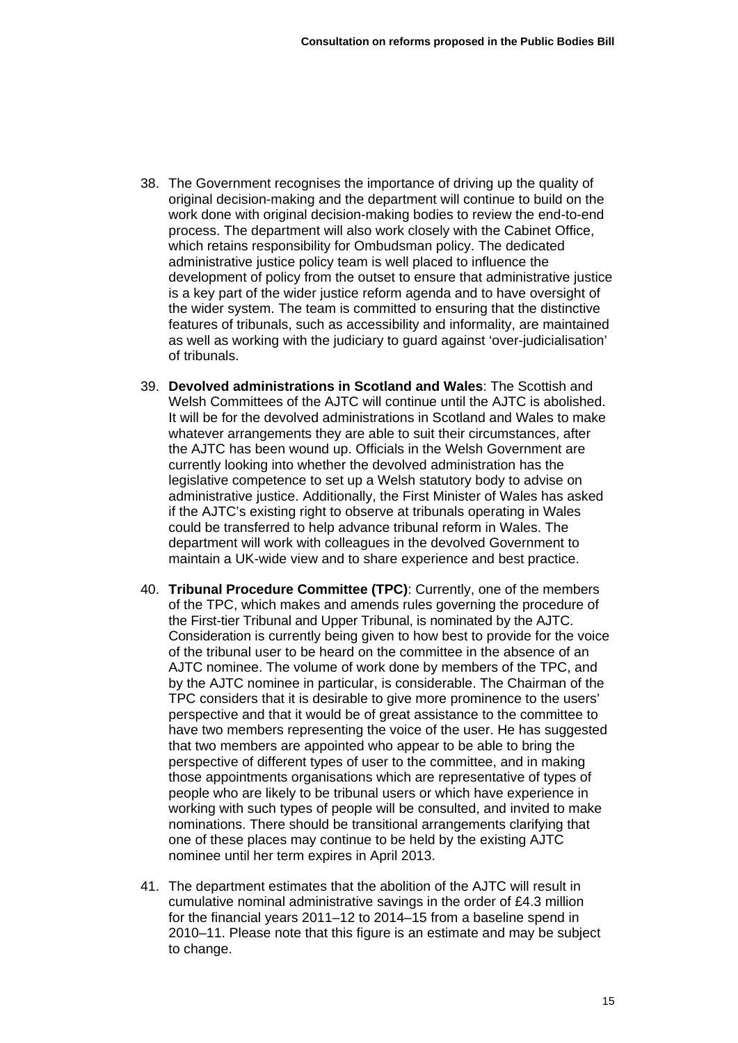38. The Government recognises the importance of driving up the quality of original decision-making and the department will continue to build on the work done with original decision-making bodies to review the end-to-end process. The department will also work closely with the Cabinet Office, which retains responsibility for Ombudsman policy. The dedicated administrative justice policy team is well placed to influence the development of policy from the outset to ensure that administrative justice is a key part of the wider justice reform agenda and to have oversight of the wider system. The team is committed to ensuring that the distinctive features of tribunals, such as accessibility and informality, are maintained as well as working with the judiciary to guard against 'over-judicialisation' of tribunals.

39. **Devolved administrations in Scotland and Wales**: The Scottish and Welsh Committees of the AJTC will continue until the AJTC is abolished. It will be for the devolved administrations in Scotland and Wales to make whatever arrangements they are able to suit their circumstances, after the AJTC has been wound up. Officials in the Welsh Government are currently looking into whether the devolved administration has the legislative competence to set up a Welsh statutory body to advise on administrative justice. Additionally, the First Minister of Wales has asked if the AJTC's existing right to observe at tribunals operating in Wales could be transferred to help advance tribunal reform in Wales. The department will work with colleagues in the devolved Government to maintain a UK-wide view and to share experience and best practice.

40. **Tribunal Procedure Committee (TPC)**: Currently, one of the members of the TPC, which makes and amends rules governing the procedure of the First-tier Tribunal and Upper Tribunal, is nominated by the AJTC. Consideration is currently being given to how best to provide for the voice of the tribunal user to be heard on the committee in the absence of an AJTC nominee. The volume of work done by members of the TPC, and by the AJTC nominee in particular, is considerable. The Chairman of the TPC considers that it is desirable to give more prominence to the users' perspective and that it would be of great assistance to the committee to have two members representing the voice of the user. He has suggested that two members are appointed who appear to be able to bring the perspective of different types of user to the committee, and in making those appointments organisations which are representative of types of people who are likely to be tribunal users or which have experience in working with such types of people will be consulted, and invited to make nominations. There should be transitional arrangements clarifying that one of these places may continue to be held by the existing AJTC nominee until her term expires in April 2013.

41. The department estimates that the abolition of the AJTC will result in cumulative nominal administrative savings in the order of £4.3 million for the financial years 2011–12 to 2014–15 from a baseline spend in 2010–11. Please note that this figure is an estimate and may be subject to change.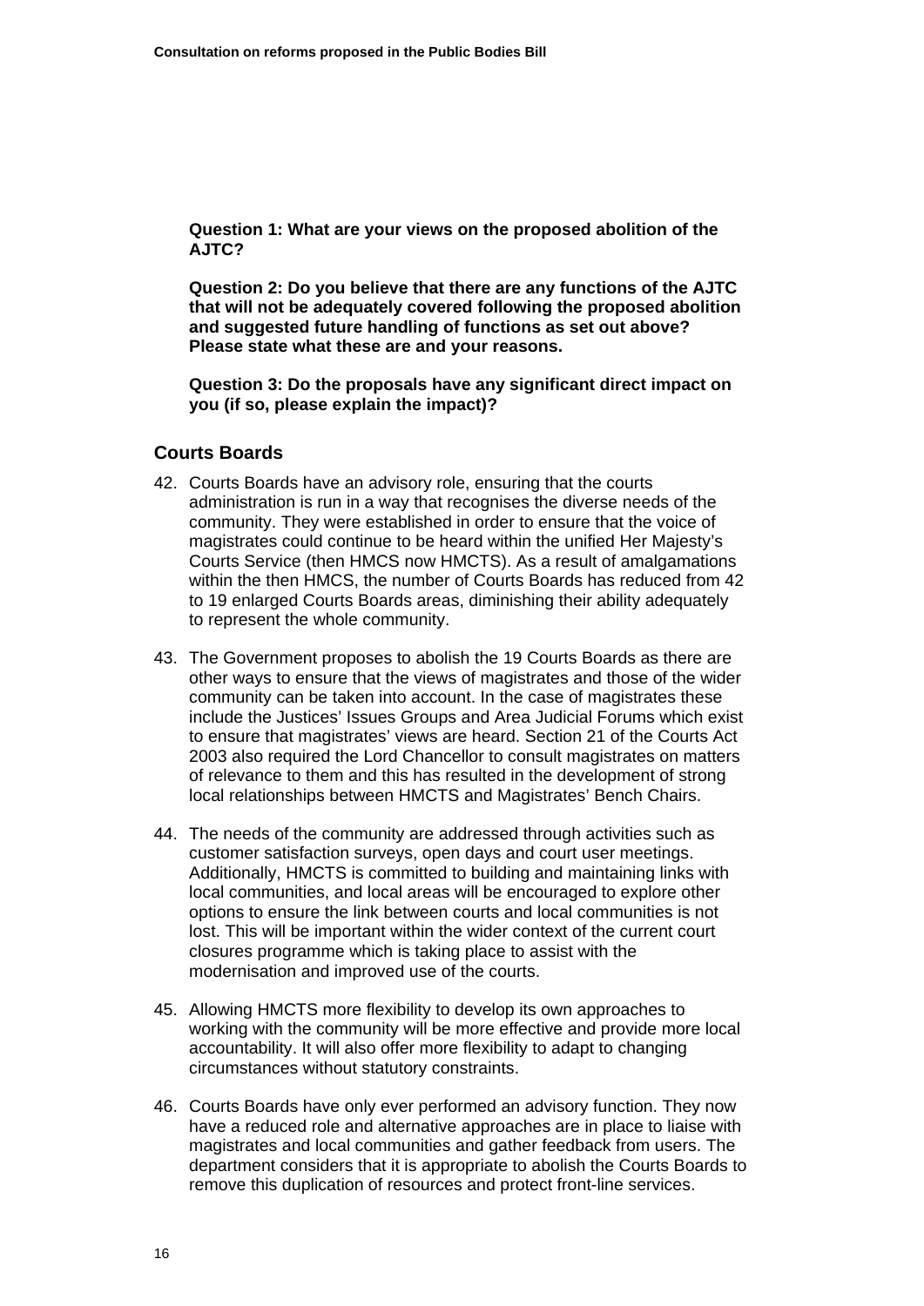**Question 1: What are your views on the proposed abolition of the AJTC?**

**Question 2: Do you believe that there are any functions of the AJTC that will not be adequately covered following the proposed abolition and suggested future handling of functions as set out above? Please state what these are and your reasons.**

**Question 3: Do the proposals have any significant direct impact on you (if so, please explain the impact)?**

### Courts Boards

42. Courts Boards have an advisory role, ensuring that the courts administration is run in a way that recognises the diverse needs of the community. They were established in order to ensure that the voice of magistrates could continue to be heard within the unified Her Majesty's Courts Service (then HMCS now HMCTS). As a result of amalgamations within the then HMCS, the number of Courts Boards has reduced from 42 to 19 enlarged Courts Boards areas, diminishing their ability adequately to represent the whole community.

43. The Government proposes to abolish the 19 Courts Boards as there are other ways to ensure that the views of magistrates and those of the wider community can be taken into account. In the case of magistrates these include the Justices' Issues Groups and Area Judicial Forums which exist to ensure that magistrates' views are heard. Section 21 of the Courts Act 2003 also required the Lord Chancellor to consult magistrates on matters of relevance to them and this has resulted in the development of strong local relationships between HMCTS and Magistrates' Bench Chairs.

44. The needs of the community are addressed through activities such as customer satisfaction surveys, open days and court user meetings. Additionally, HMCTS is committed to building and maintaining links with local communities, and local areas will be encouraged to explore other options to ensure the link between courts and local communities is not lost. This will be important within the wider context of the current court closures programme which is taking place to assist with the modernisation and improved use of the courts.

45. Allowing HMCTS more flexibility to develop its own approaches to working with the community will be more effective and provide more local accountability. It will also offer more flexibility to adapt to changing circumstances without statutory constraints.

46. Courts Boards have only ever performed an advisory function. They now have a reduced role and alternative approaches are in place to liaise with magistrates and local communities and gather feedback from users. The department considers that it is appropriate to abolish the Courts Boards to remove this duplication of resources and protect front-line services.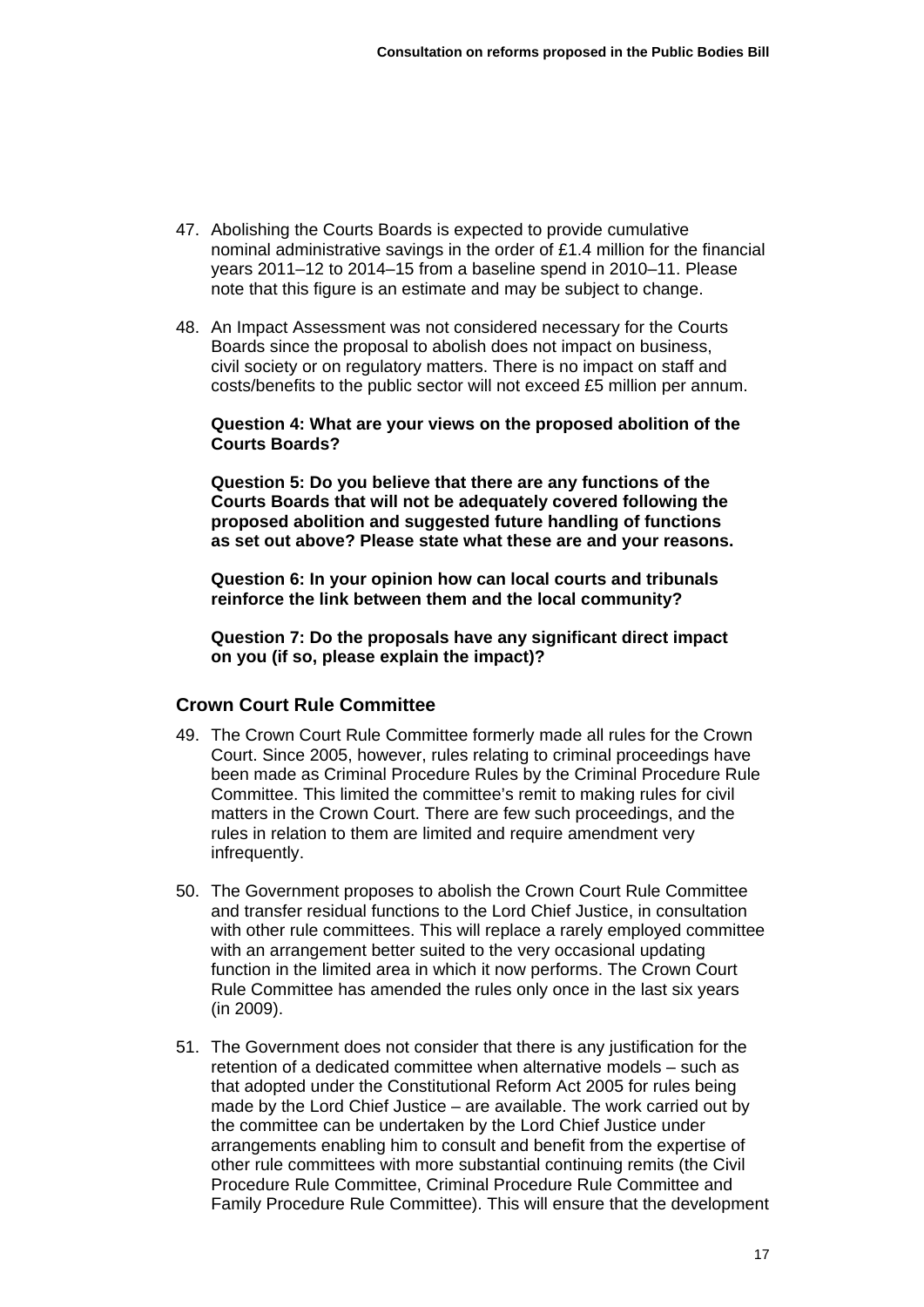47. Abolishing the Courts Boards is expected to provide cumulative nominal administrative savings in the order of £1.4 million for the financial years 2011–12 to 2014–15 from a baseline spend in 2010–11. Please note that this figure is an estimate and may be subject to change.

48. An Impact Assessment was not considered necessary for the Courts Boards since the proposal to abolish does not impact on business, civil society or on regulatory matters. There is no impact on staff and costs/benefits to the public sector will not exceed £5 million per annum.

**Question 4: What are your views on the proposed abolition of the Courts Boards?**

**Question 5: Do you believe that there are any functions of the Courts Boards that will not be adequately covered following the proposed abolition and suggested future handling of functions as set out above? Please state what these are and your reasons.**

**Question 6: In your opinion how can local courts and tribunals reinforce the link between them and the local community?**

**Question 7: Do the proposals have any significant direct impact on you (if so, please explain the impact)?**

### Crown Court Rule Committee

49. The Crown Court Rule Committee formerly made all rules for the Crown Court. Since 2005, however, rules relating to criminal proceedings have been made as Criminal Procedure Rules by the Criminal Procedure Rule Committee. This limited the committee's remit to making rules for civil matters in the Crown Court. There are few such proceedings, and the rules in relation to them are limited and require amendment very infrequently.

50. The Government proposes to abolish the Crown Court Rule Committee and transfer residual functions to the Lord Chief Justice, in consultation with other rule committees. This will replace a rarely employed committee with an arrangement better suited to the very occasional updating function in the limited area in which it now performs. The Crown Court Rule Committee has amended the rules only once in the last six years (in 2009).

51. The Government does not consider that there is any justification for the retention of a dedicated committee when alternative models – such as that adopted under the Constitutional Reform Act 2005 for rules being made by the Lord Chief Justice – are available. The work carried out by the committee can be undertaken by the Lord Chief Justice under arrangements enabling him to consult and benefit from the expertise of other rule committees with more substantial continuing remits (the Civil Procedure Rule Committee, Criminal Procedure Rule Committee and Family Procedure Rule Committee). This will ensure that the development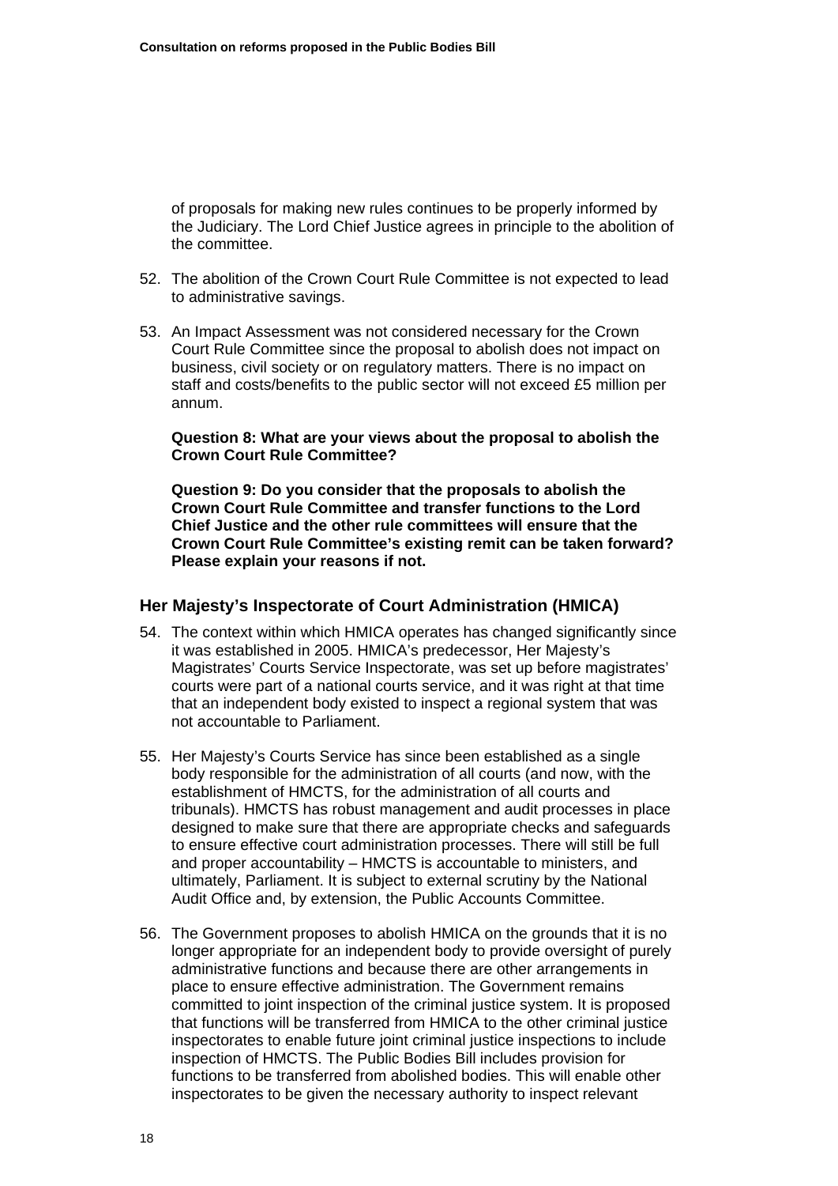of proposals for making new rules continues to be properly informed by the Judiciary. The Lord Chief Justice agrees in principle to the abolition of the committee.

52. The abolition of the Crown Court Rule Committee is not expected to lead to administrative savings.

53. An Impact Assessment was not considered necessary for the Crown Court Rule Committee since the proposal to abolish does not impact on business, civil society or on regulatory matters. There is no impact on staff and costs/benefits to the public sector will not exceed £5 million per annum.

**Question 8: What are your views about the proposal to abolish the Crown Court Rule Committee?**

**Question 9: Do you consider that the proposals to abolish the Crown Court Rule Committee and transfer functions to the Lord Chief Justice and the other rule committees will ensure that the Crown Court Rule Committee's existing remit can be taken forward? Please explain your reasons if not.**

### Her Majesty's Inspectorate of Court Administration (HMICA)

54. The context within which HMICA operates has changed significantly since it was established in 2005. HMICA's predecessor, Her Majesty's Magistrates' Courts Service Inspectorate, was set up before magistrates' courts were part of a national courts service, and it was right at that time that an independent body existed to inspect a regional system that was not accountable to Parliament.

55. Her Majesty's Courts Service has since been established as a single body responsible for the administration of all courts (and now, with the establishment of HMCTS, for the administration of all courts and tribunals). HMCTS has robust management and audit processes in place designed to make sure that there are appropriate checks and safeguards to ensure effective court administration processes. There will still be full and proper accountability – HMCTS is accountable to ministers, and ultimately, Parliament. It is subject to external scrutiny by the National Audit Office and, by extension, the Public Accounts Committee.

56. The Government proposes to abolish HMICA on the grounds that it is no longer appropriate for an independent body to provide oversight of purely administrative functions and because there are other arrangements in place to ensure effective administration. The Government remains committed to joint inspection of the criminal justice system. It is proposed that functions will be transferred from HMICA to the other criminal justice inspectorates to enable future joint criminal justice inspections to include inspection of HMCTS. The Public Bodies Bill includes provision for functions to be transferred from abolished bodies. This will enable other inspectorates to be given the necessary authority to inspect relevant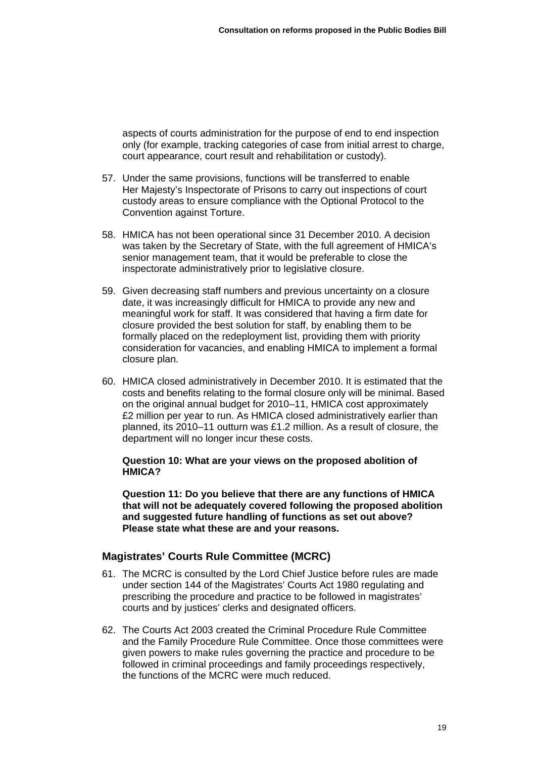aspects of courts administration for the purpose of end to end inspection only (for example, tracking categories of case from initial arrest to charge, court appearance, court result and rehabilitation or custody).

57. Under the same provisions, functions will be transferred to enable Her Majesty's Inspectorate of Prisons to carry out inspections of court custody areas to ensure compliance with the Optional Protocol to the Convention against Torture.

58. HMICA has not been operational since 31 December 2010. A decision was taken by the Secretary of State, with the full agreement of HMICA's senior management team, that it would be preferable to close the inspectorate administratively prior to legislative closure.

59. Given decreasing staff numbers and previous uncertainty on a closure date, it was increasingly difficult for HMICA to provide any new and meaningful work for staff. It was considered that having a firm date for closure provided the best solution for staff, by enabling them to be formally placed on the redeployment list, providing them with priority consideration for vacancies, and enabling HMICA to implement a formal closure plan.

60. HMICA closed administratively in December 2010. It is estimated that the costs and benefits relating to the formal closure only will be minimal. Based on the original annual budget for 2010–11, HMICA cost approximately £2 million per year to run. As HMICA closed administratively earlier than planned, its 2010–11 outturn was £1.2 million. As a result of closure, the department will no longer incur these costs.

**Question 10: What are your views on the proposed abolition of HMICA?**

**Question 11: Do you believe that there are any functions of HMICA that will not be adequately covered following the proposed abolition and suggested future handling of functions as set out above? Please state what these are and your reasons.**

## Magistrates' Courts Rule Committee (MCRC)

61. The MCRC is consulted by the Lord Chief Justice before rules are made under section 144 of the Magistrates' Courts Act 1980 regulating and prescribing the procedure and practice to be followed in magistrates' courts and by justices' clerks and designated officers.

62. The Courts Act 2003 created the Criminal Procedure Rule Committee and the Family Procedure Rule Committee. Once those committees were given powers to make rules governing the practice and procedure to be followed in criminal proceedings and family proceedings respectively, the functions of the MCRC were much reduced.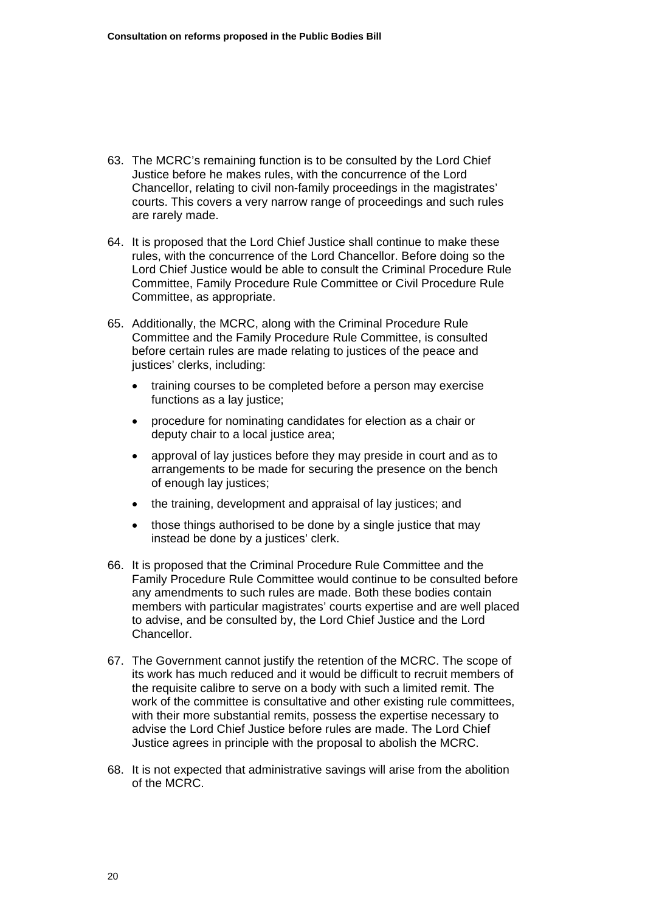63. The MCRC's remaining function is to be consulted by the Lord Chief Justice before he makes rules, with the concurrence of the Lord Chancellor, relating to civil non-family proceedings in the magistrates' courts. This covers a very narrow range of proceedings and such rules are rarely made.

64. It is proposed that the Lord Chief Justice shall continue to make these rules, with the concurrence of the Lord Chancellor. Before doing so the Lord Chief Justice would be able to consult the Criminal Procedure Rule Committee, Family Procedure Rule Committee or Civil Procedure Rule Committee, as appropriate.

65. Additionally, the MCRC, along with the Criminal Procedure Rule Committee and the Family Procedure Rule Committee, is consulted before certain rules are made relating to justices of the peace and justices' clerks, including:

    - training courses to be completed before a person may exercise functions as a lay justice;
    - procedure for nominating candidates for election as a chair or deputy chair to a local justice area;
    - approval of lay justices before they may preside in court and as to arrangements to be made for securing the presence on the bench of enough lay justices;
    - the training, development and appraisal of lay justices; and
    - those things authorised to be done by a single justice that may instead be done by a justices' clerk.

66. It is proposed that the Criminal Procedure Rule Committee and the Family Procedure Rule Committee would continue to be consulted before any amendments to such rules are made. Both these bodies contain members with particular magistrates' courts expertise and are well placed to advise, and be consulted by, the Lord Chief Justice and the Lord Chancellor.

67. The Government cannot justify the retention of the MCRC. The scope of its work has much reduced and it would be difficult to recruit members of the requisite calibre to serve on a body with such a limited remit. The work of the committee is consultative and other existing rule committees, with their more substantial remits, possess the expertise necessary to advise the Lord Chief Justice before rules are made. The Lord Chief Justice agrees in principle with the proposal to abolish the MCRC.

68. It is not expected that administrative savings will arise from the abolition of the MCRC.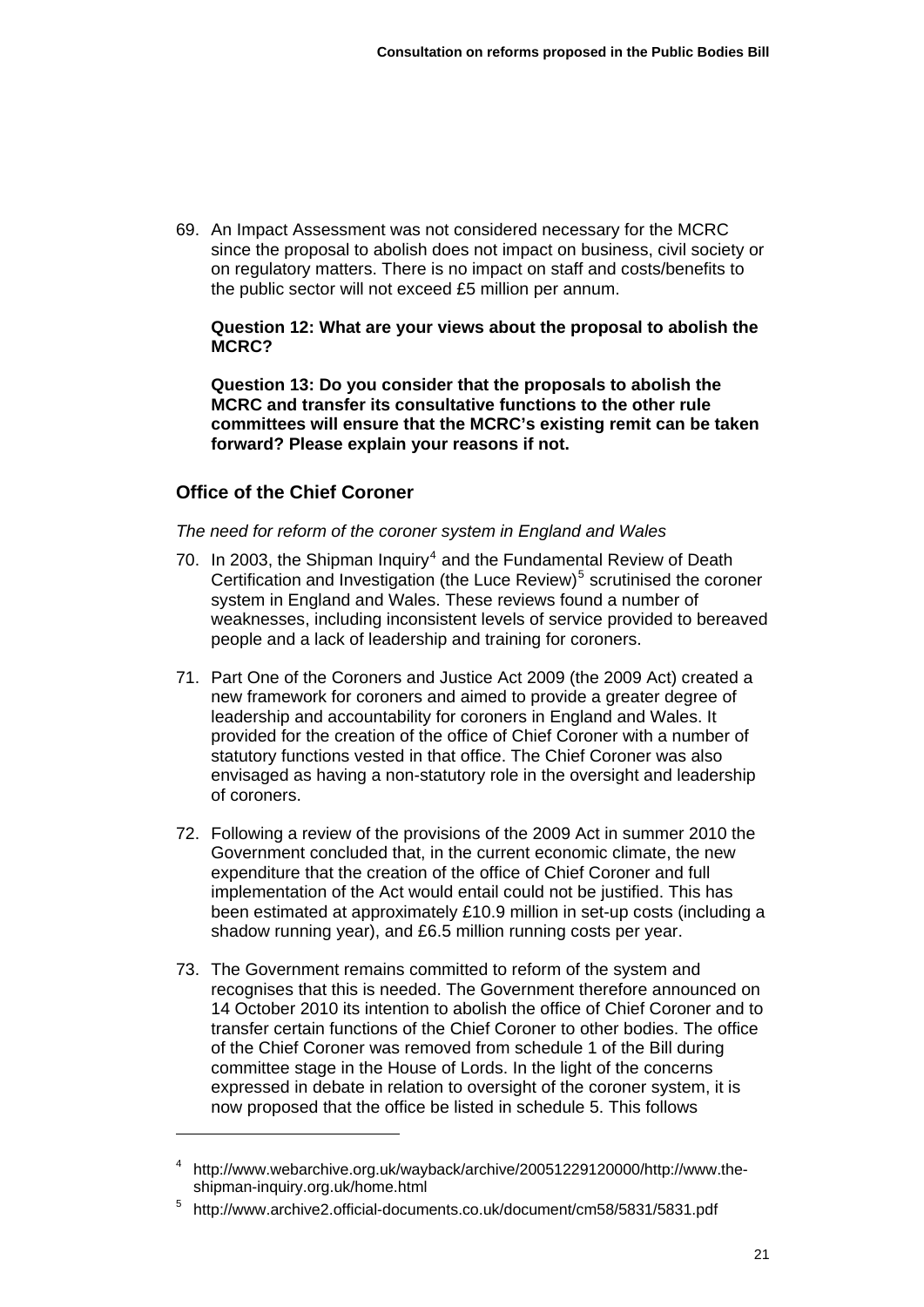69. An Impact Assessment was not considered necessary for the MCRC since the proposal to abolish does not impact on business, civil society or on regulatory matters. There is no impact on staff and costs/benefits to the public sector will not exceed £5 million per annum.

**Question 12: What are your views about the proposal to abolish the MCRC?**

**Question 13: Do you consider that the proposals to abolish the MCRC and transfer its consultative functions to the other rule committees will ensure that the MCRC's existing remit can be taken forward? Please explain your reasons if not.**

## Office of the Chief Coroner

*The need for reform of the coroner system in England and Wales*

70. In 2003, the Shipman Inquiry[4] and the Fundamental Review of Death Certification and Investigation (the Luce Review)[5] scrutinised the coroner system in England and Wales. These reviews found a number of weaknesses, including inconsistent levels of service provided to bereaved people and a lack of leadership and training for coroners.

71. Part One of the Coroners and Justice Act 2009 (the 2009 Act) created a new framework for coroners and aimed to provide a greater degree of leadership and accountability for coroners in England and Wales. It provided for the creation of the office of Chief Coroner with a number of statutory functions vested in that office. The Chief Coroner was also envisaged as having a non-statutory role in the oversight and leadership of coroners.

72. Following a review of the provisions of the 2009 Act in summer 2010 the Government concluded that, in the current economic climate, the new expenditure that the creation of the office of Chief Coroner and full implementation of the Act would entail could not be justified. This has been estimated at approximately £10.9 million in set-up costs (including a shadow running year), and £6.5 million running costs per year.

73. The Government remains committed to reform of the system and recognises that this is needed. The Government therefore announced on 14 October 2010 its intention to abolish the office of Chief Coroner and to transfer certain functions of the Chief Coroner to other bodies. The office of the Chief Coroner was removed from schedule 1 of the Bill during committee stage in the House of Lords. In the light of the concerns expressed in debate in relation to oversight of the coroner system, it is now proposed that the office be listed in schedule 5. This follows

---

[4] http://www.webarchive.org.uk/wayback/archive/20051229120000/http://www.the-shipman-inquiry.org.uk/home.html

[5] http://www.archive2.official-documents.co.uk/document/cm58/5831/5831.pdf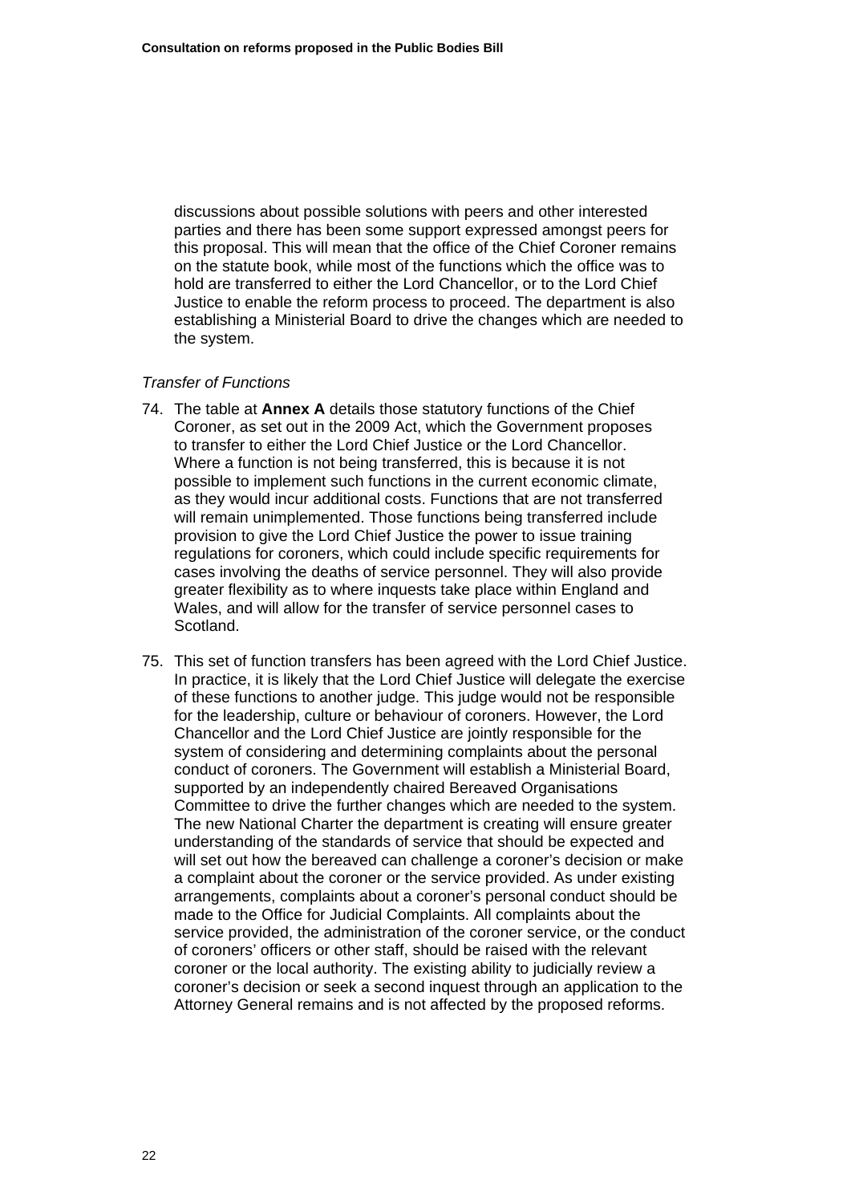discussions about possible solutions with peers and other interested parties and there has been some support expressed amongst peers for this proposal. This will mean that the office of the Chief Coroner remains on the statute book, while most of the functions which the office was to hold are transferred to either the Lord Chancellor, or to the Lord Chief Justice to enable the reform process to proceed. The department is also establishing a Ministerial Board to drive the changes which are needed to the system.

*Transfer of Functions*

74. The table at **Annex A** details those statutory functions of the Chief Coroner, as set out in the 2009 Act, which the Government proposes to transfer to either the Lord Chief Justice or the Lord Chancellor. Where a function is not being transferred, this is because it is not possible to implement such functions in the current economic climate, as they would incur additional costs. Functions that are not transferred will remain unimplemented. Those functions being transferred include provision to give the Lord Chief Justice the power to issue training regulations for coroners, which could include specific requirements for cases involving the deaths of service personnel. They will also provide greater flexibility as to where inquests take place within England and Wales, and will allow for the transfer of service personnel cases to Scotland.

75. This set of function transfers has been agreed with the Lord Chief Justice. In practice, it is likely that the Lord Chief Justice will delegate the exercise of these functions to another judge. This judge would not be responsible for the leadership, culture or behaviour of coroners. However, the Lord Chancellor and the Lord Chief Justice are jointly responsible for the system of considering and determining complaints about the personal conduct of coroners. The Government will establish a Ministerial Board, supported by an independently chaired Bereaved Organisations Committee to drive the further changes which are needed to the system. The new National Charter the department is creating will ensure greater understanding of the standards of service that should be expected and will set out how the bereaved can challenge a coroner's decision or make a complaint about the coroner or the service provided. As under existing arrangements, complaints about a coroner's personal conduct should be made to the Office for Judicial Complaints. All complaints about the service provided, the administration of the coroner service, or the conduct of coroners' officers or other staff, should be raised with the relevant coroner or the local authority. The existing ability to judicially review a coroner's decision or seek a second inquest through an application to the Attorney General remains and is not affected by the proposed reforms.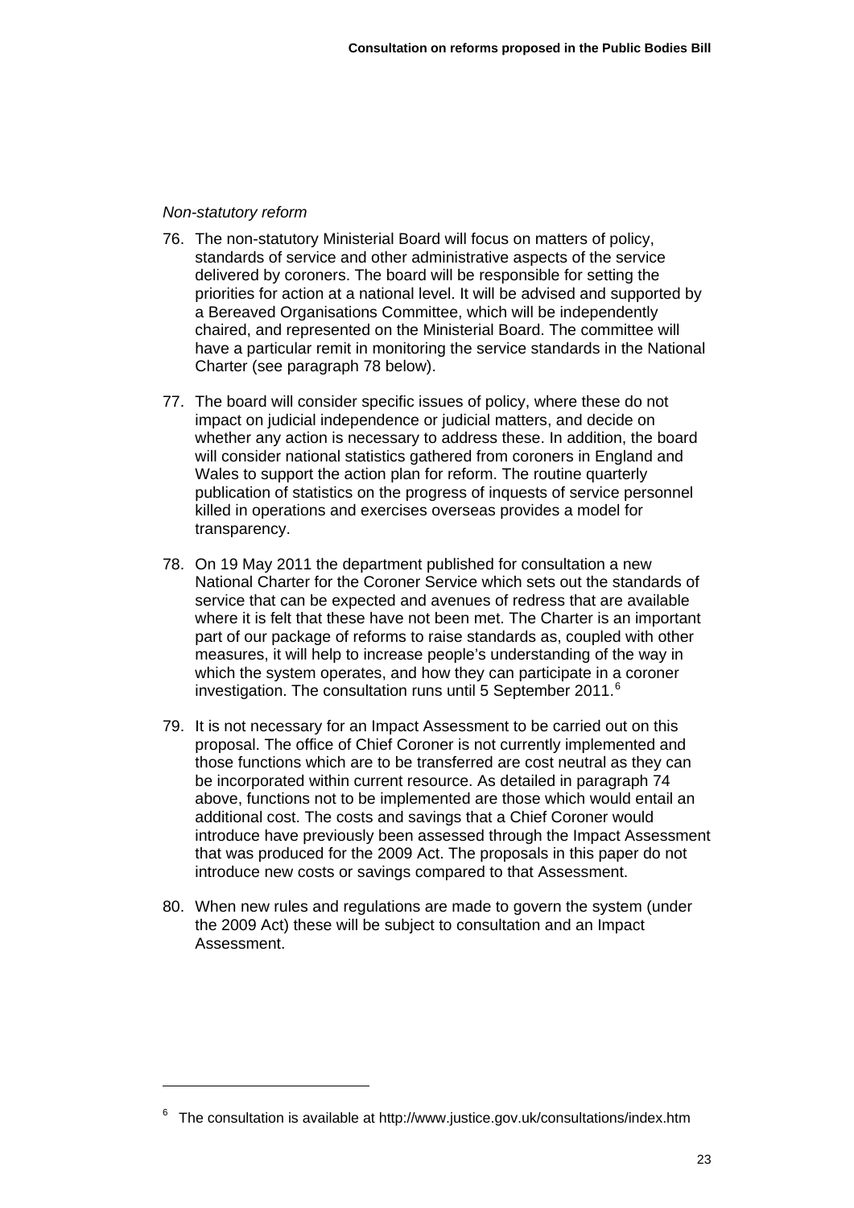*Non-statutory reform*

76. The non-statutory Ministerial Board will focus on matters of policy, standards of service and other administrative aspects of the service delivered by coroners. The board will be responsible for setting the priorities for action at a national level. It will be advised and supported by a Bereaved Organisations Committee, which will be independently chaired, and represented on the Ministerial Board. The committee will have a particular remit in monitoring the service standards in the National Charter (see paragraph 78 below).

77. The board will consider specific issues of policy, where these do not impact on judicial independence or judicial matters, and decide on whether any action is necessary to address these. In addition, the board will consider national statistics gathered from coroners in England and Wales to support the action plan for reform. The routine quarterly publication of statistics on the progress of inquests of service personnel killed in operations and exercises overseas provides a model for transparency.

78. On 19 May 2011 the department published for consultation a new National Charter for the Coroner Service which sets out the standards of service that can be expected and avenues of redress that are available where it is felt that these have not been met. The Charter is an important part of our package of reforms to raise standards as, coupled with other measures, it will help to increase people's understanding of the way in which the system operates, and how they can participate in a coroner investigation. The consultation runs until 5 September 2011.[6]

79. It is not necessary for an Impact Assessment to be carried out on this proposal. The office of Chief Coroner is not currently implemented and those functions which are to be transferred are cost neutral as they can be incorporated within current resource. As detailed in paragraph 74 above, functions not to be implemented are those which would entail an additional cost. The costs and savings that a Chief Coroner would introduce have previously been assessed through the Impact Assessment that was produced for the 2009 Act. The proposals in this paper do not introduce new costs or savings compared to that Assessment.

80. When new rules and regulations are made to govern the system (under the 2009 Act) these will be subject to consultation and an Impact Assessment.

---

[6] The consultation is available at http://www.justice.gov.uk/consultations/index.htm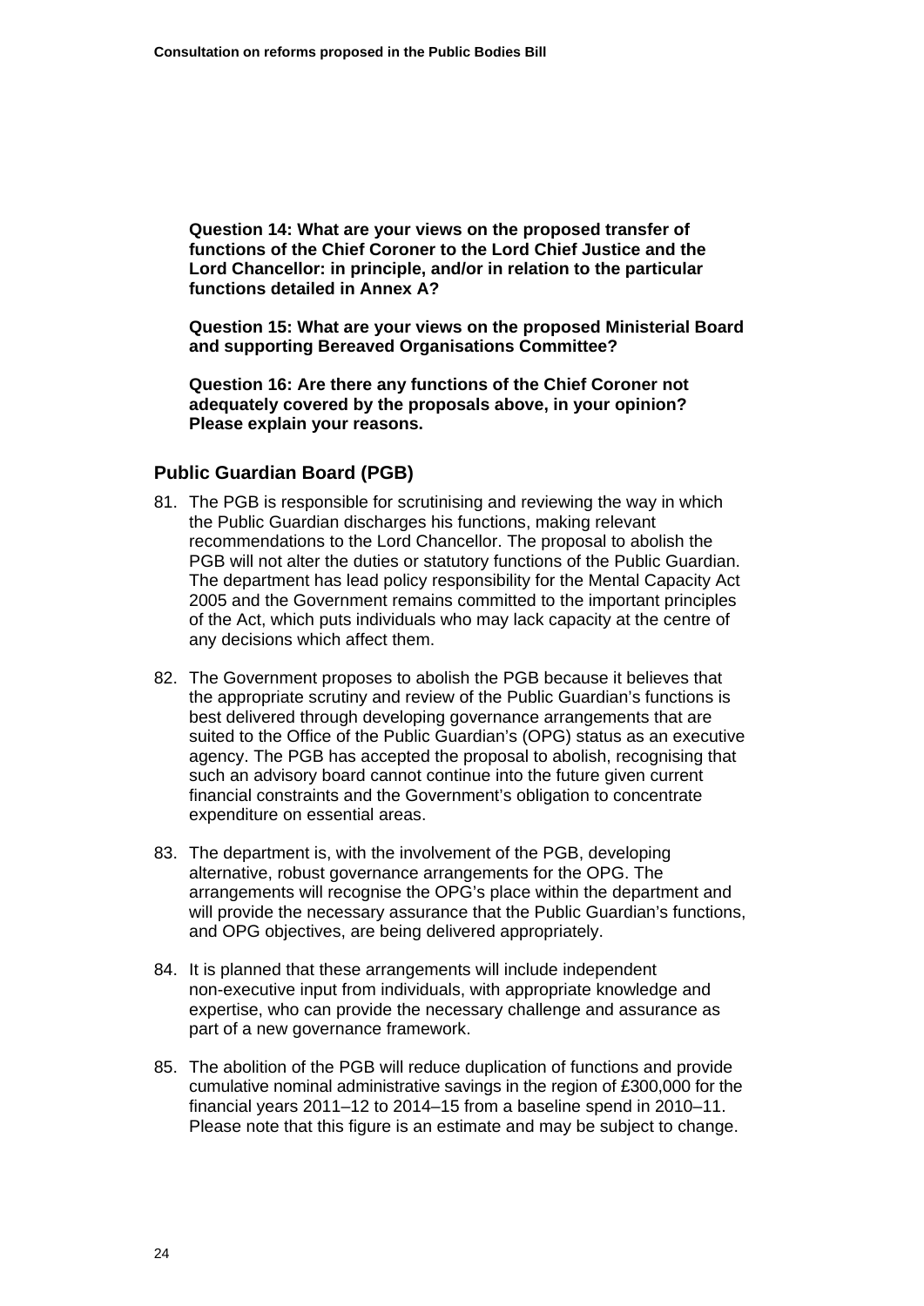**Question 14: What are your views on the proposed transfer of functions of the Chief Coroner to the Lord Chief Justice and the Lord Chancellor: in principle, and/or in relation to the particular functions detailed in Annex A?**

**Question 15: What are your views on the proposed Ministerial Board and supporting Bereaved Organisations Committee?**

**Question 16: Are there any functions of the Chief Coroner not adequately covered by the proposals above, in your opinion? Please explain your reasons.**

## Public Guardian Board (PGB)

81. The PGB is responsible for scrutinising and reviewing the way in which the Public Guardian discharges his functions, making relevant recommendations to the Lord Chancellor. The proposal to abolish the PGB will not alter the duties or statutory functions of the Public Guardian. The department has lead policy responsibility for the Mental Capacity Act 2005 and the Government remains committed to the important principles of the Act, which puts individuals who may lack capacity at the centre of any decisions which affect them.

82. The Government proposes to abolish the PGB because it believes that the appropriate scrutiny and review of the Public Guardian's functions is best delivered through developing governance arrangements that are suited to the Office of the Public Guardian's (OPG) status as an executive agency. The PGB has accepted the proposal to abolish, recognising that such an advisory board cannot continue into the future given current financial constraints and the Government's obligation to concentrate expenditure on essential areas.

83. The department is, with the involvement of the PGB, developing alternative, robust governance arrangements for the OPG. The arrangements will recognise the OPG's place within the department and will provide the necessary assurance that the Public Guardian's functions, and OPG objectives, are being delivered appropriately.

84. It is planned that these arrangements will include independent non-executive input from individuals, with appropriate knowledge and expertise, who can provide the necessary challenge and assurance as part of a new governance framework.

85. The abolition of the PGB will reduce duplication of functions and provide cumulative nominal administrative savings in the region of £300,000 for the financial years 2011–12 to 2014–15 from a baseline spend in 2010–11. Please note that this figure is an estimate and may be subject to change.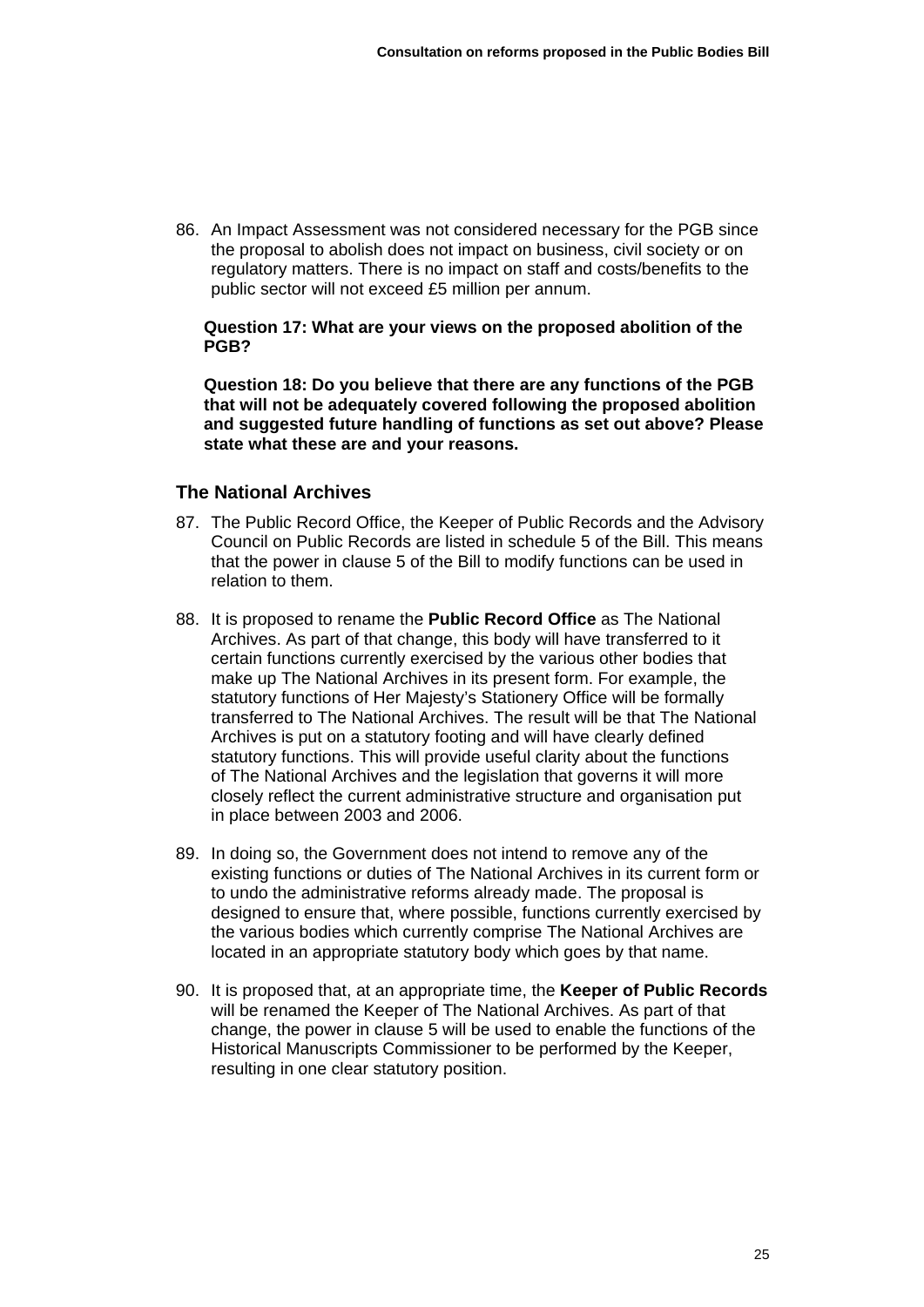86. An Impact Assessment was not considered necessary for the PGB since the proposal to abolish does not impact on business, civil society or on regulatory matters. There is no impact on staff and costs/benefits to the public sector will not exceed £5 million per annum.

**Question 17: What are your views on the proposed abolition of the PGB?**

**Question 18: Do you believe that there are any functions of the PGB that will not be adequately covered following the proposed abolition and suggested future handling of functions as set out above? Please state what these are and your reasons.**

### The National Archives

87. The Public Record Office, the Keeper of Public Records and the Advisory Council on Public Records are listed in schedule 5 of the Bill. This means that the power in clause 5 of the Bill to modify functions can be used in relation to them.

88. It is proposed to rename the **Public Record Office** as The National Archives. As part of that change, this body will have transferred to it certain functions currently exercised by the various other bodies that make up The National Archives in its present form. For example, the statutory functions of Her Majesty's Stationery Office will be formally transferred to The National Archives. The result will be that The National Archives is put on a statutory footing and will have clearly defined statutory functions. This will provide useful clarity about the functions of The National Archives and the legislation that governs it will more closely reflect the current administrative structure and organisation put in place between 2003 and 2006.

89. In doing so, the Government does not intend to remove any of the existing functions or duties of The National Archives in its current form or to undo the administrative reforms already made. The proposal is designed to ensure that, where possible, functions currently exercised by the various bodies which currently comprise The National Archives are located in an appropriate statutory body which goes by that name.

90. It is proposed that, at an appropriate time, the **Keeper of Public Records** will be renamed the Keeper of The National Archives. As part of that change, the power in clause 5 will be used to enable the functions of the Historical Manuscripts Commissioner to be performed by the Keeper, resulting in one clear statutory position.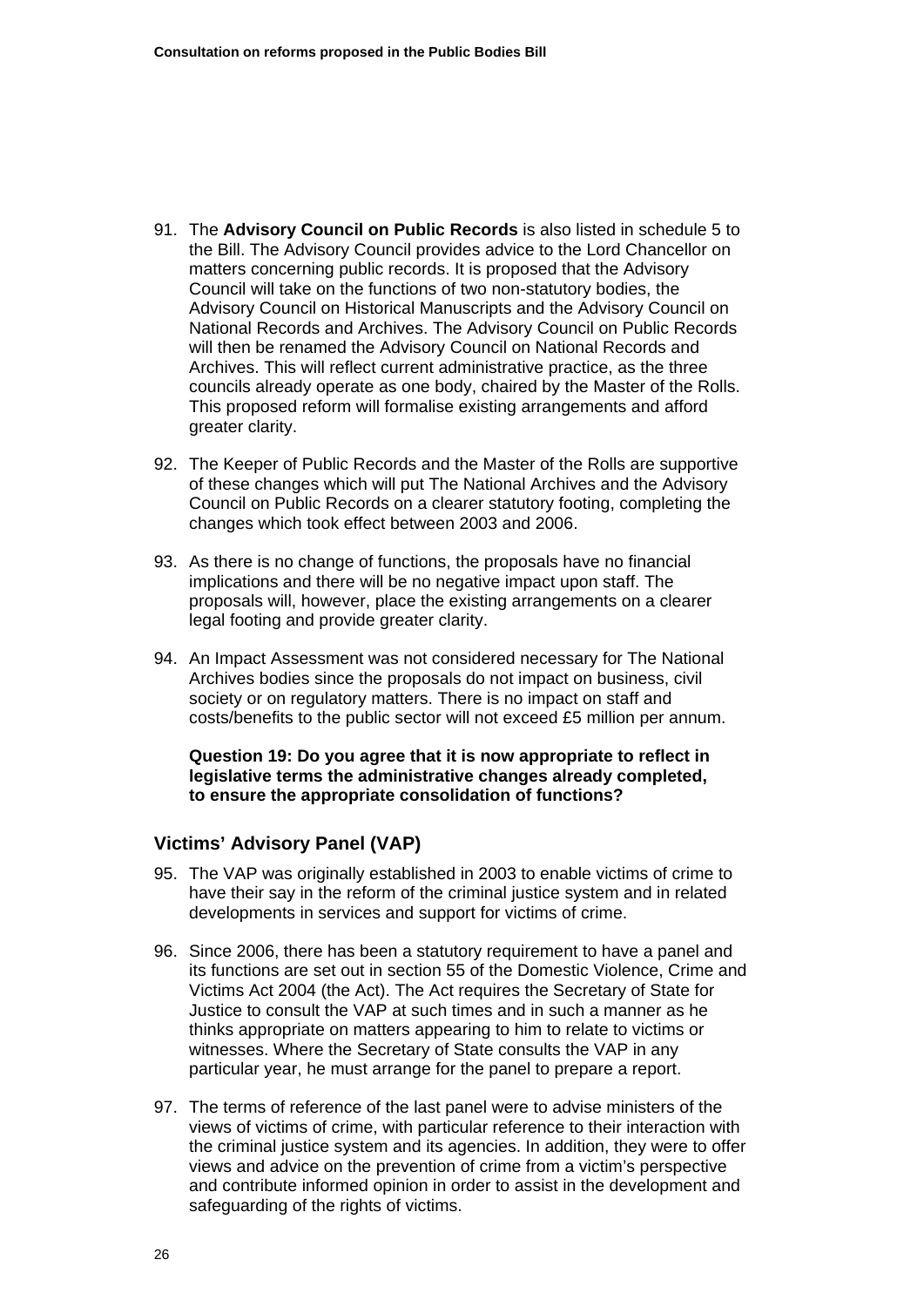91. The **Advisory Council on Public Records** is also listed in schedule 5 to the Bill. The Advisory Council provides advice to the Lord Chancellor on matters concerning public records. It is proposed that the Advisory Council will take on the functions of two non-statutory bodies, the Advisory Council on Historical Manuscripts and the Advisory Council on National Records and Archives. The Advisory Council on Public Records will then be renamed the Advisory Council on National Records and Archives. This will reflect current administrative practice, as the three councils already operate as one body, chaired by the Master of the Rolls. This proposed reform will formalise existing arrangements and afford greater clarity.

92. The Keeper of Public Records and the Master of the Rolls are supportive of these changes which will put The National Archives and the Advisory Council on Public Records on a clearer statutory footing, completing the changes which took effect between 2003 and 2006.

93. As there is no change of functions, the proposals have no financial implications and there will be no negative impact upon staff. The proposals will, however, place the existing arrangements on a clearer legal footing and provide greater clarity.

94. An Impact Assessment was not considered necessary for The National Archives bodies since the proposals do not impact on business, civil society or on regulatory matters. There is no impact on staff and costs/benefits to the public sector will not exceed £5 million per annum.

**Question 19: Do you agree that it is now appropriate to reflect in legislative terms the administrative changes already completed, to ensure the appropriate consolidation of functions?**

## Victims' Advisory Panel (VAP)

95. The VAP was originally established in 2003 to enable victims of crime to have their say in the reform of the criminal justice system and in related developments in services and support for victims of crime.

96. Since 2006, there has been a statutory requirement to have a panel and its functions are set out in section 55 of the Domestic Violence, Crime and Victims Act 2004 (the Act). The Act requires the Secretary of State for Justice to consult the VAP at such times and in such a manner as he thinks appropriate on matters appearing to him to relate to victims or witnesses. Where the Secretary of State consults the VAP in any particular year, he must arrange for the panel to prepare a report.

97. The terms of reference of the last panel were to advise ministers of the views of victims of crime, with particular reference to their interaction with the criminal justice system and its agencies. In addition, they were to offer views and advice on the prevention of crime from a victim's perspective and contribute informed opinion in order to assist in the development and safeguarding of the rights of victims.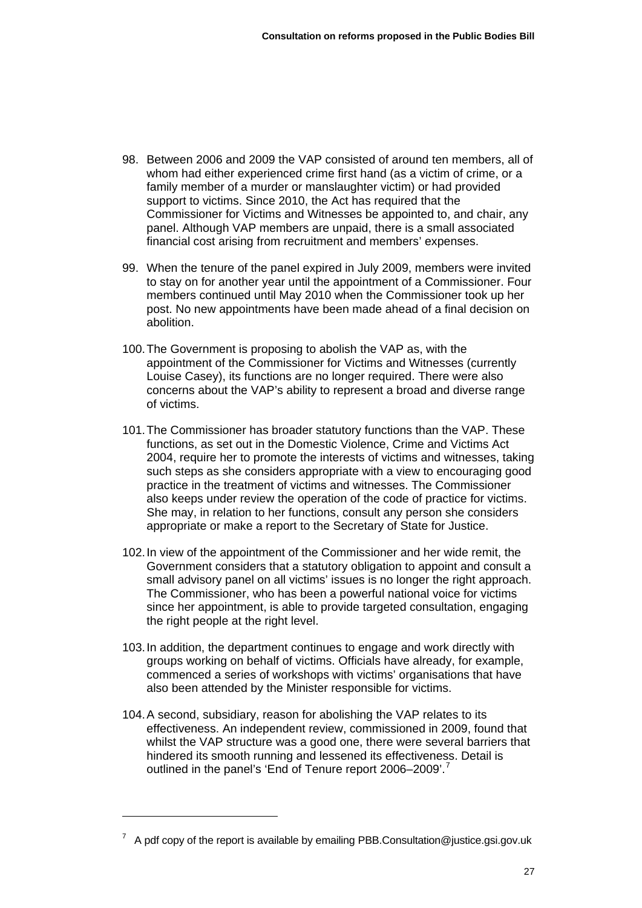98. Between 2006 and 2009 the VAP consisted of around ten members, all of whom had either experienced crime first hand (as a victim of crime, or a family member of a murder or manslaughter victim) or had provided support to victims. Since 2010, the Act has required that the Commissioner for Victims and Witnesses be appointed to, and chair, any panel. Although VAP members are unpaid, there is a small associated financial cost arising from recruitment and members' expenses.

99. When the tenure of the panel expired in July 2009, members were invited to stay on for another year until the appointment of a Commissioner. Four members continued until May 2010 when the Commissioner took up her post. No new appointments have been made ahead of a final decision on abolition.

100. The Government is proposing to abolish the VAP as, with the appointment of the Commissioner for Victims and Witnesses (currently Louise Casey), its functions are no longer required. There were also concerns about the VAP's ability to represent a broad and diverse range of victims.

101. The Commissioner has broader statutory functions than the VAP. These functions, as set out in the Domestic Violence, Crime and Victims Act 2004, require her to promote the interests of victims and witnesses, taking such steps as she considers appropriate with a view to encouraging good practice in the treatment of victims and witnesses. The Commissioner also keeps under review the operation of the code of practice for victims. She may, in relation to her functions, consult any person she considers appropriate or make a report to the Secretary of State for Justice.

102. In view of the appointment of the Commissioner and her wide remit, the Government considers that a statutory obligation to appoint and consult a small advisory panel on all victims' issues is no longer the right approach. The Commissioner, who has been a powerful national voice for victims since her appointment, is able to provide targeted consultation, engaging the right people at the right level.

103. In addition, the department continues to engage and work directly with groups working on behalf of victims. Officials have already, for example, commenced a series of workshops with victims' organisations that have also been attended by the Minister responsible for victims.

104. A second, subsidiary, reason for abolishing the VAP relates to its effectiveness. An independent review, commissioned in 2009, found that whilst the VAP structure was a good one, there were several barriers that hindered its smooth running and lessened its effectiveness. Detail is outlined in the panel's 'End of Tenure report 2006–2009'.[7]

---

[7] A pdf copy of the report is available by emailing PBB.Consultation@justice.gsi.gov.uk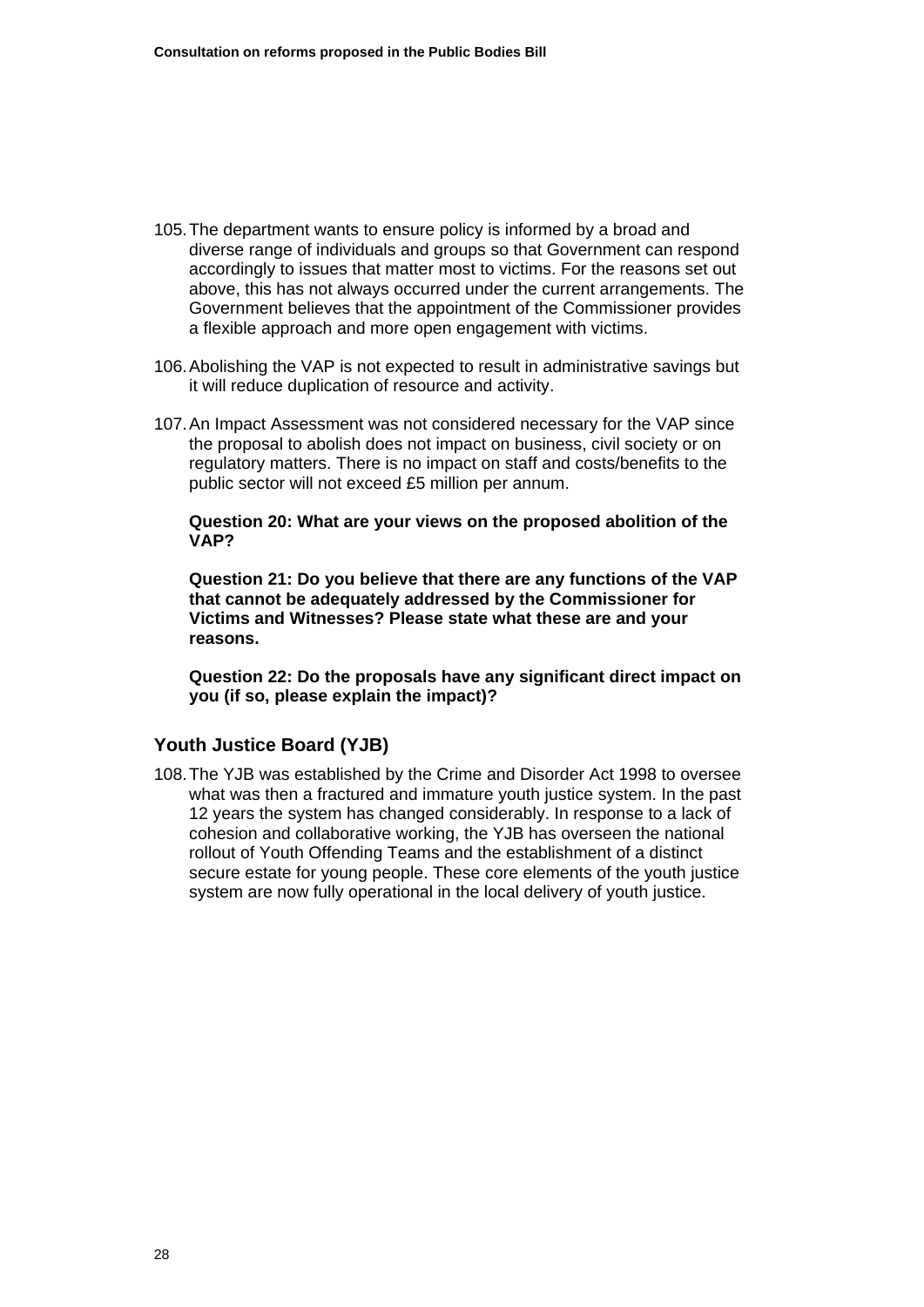105. The department wants to ensure policy is informed by a broad and diverse range of individuals and groups so that Government can respond accordingly to issues that matter most to victims. For the reasons set out above, this has not always occurred under the current arrangements. The Government believes that the appointment of the Commissioner provides a flexible approach and more open engagement with victims.

106. Abolishing the VAP is not expected to result in administrative savings but it will reduce duplication of resource and activity.

107. An Impact Assessment was not considered necessary for the VAP since the proposal to abolish does not impact on business, civil society or on regulatory matters. There is no impact on staff and costs/benefits to the public sector will not exceed £5 million per annum.

**Question 20: What are your views on the proposed abolition of the VAP?**

**Question 21: Do you believe that there are any functions of the VAP that cannot be adequately addressed by the Commissioner for Victims and Witnesses? Please state what these are and your reasons.**

**Question 22: Do the proposals have any significant direct impact on you (if so, please explain the impact)?**

### Youth Justice Board (YJB)

108. The YJB was established by the Crime and Disorder Act 1998 to oversee what was then a fractured and immature youth justice system. In the past 12 years the system has changed considerably. In response to a lack of cohesion and collaborative working, the YJB has overseen the national rollout of Youth Offending Teams and the establishment of a distinct secure estate for young people. These core elements of the youth justice system are now fully operational in the local delivery of youth justice.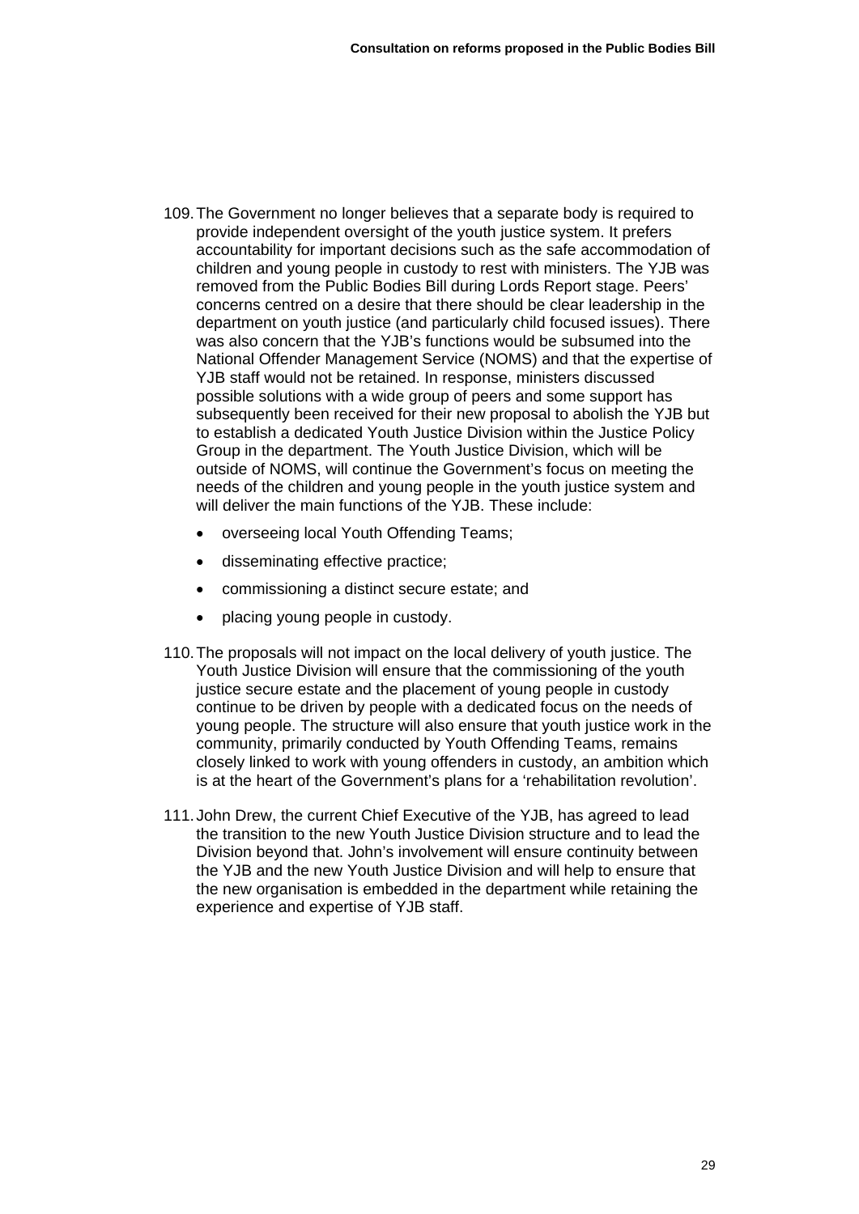109. The Government no longer believes that a separate body is required to provide independent oversight of the youth justice system. It prefers accountability for important decisions such as the safe accommodation of children and young people in custody to rest with ministers. The YJB was removed from the Public Bodies Bill during Lords Report stage. Peers' concerns centred on a desire that there should be clear leadership in the department on youth justice (and particularly child focused issues). There was also concern that the YJB's functions would be subsumed into the National Offender Management Service (NOMS) and that the expertise of YJB staff would not be retained. In response, ministers discussed possible solutions with a wide group of peers and some support has subsequently been received for their new proposal to abolish the YJB but to establish a dedicated Youth Justice Division within the Justice Policy Group in the department. The Youth Justice Division, which will be outside of NOMS, will continue the Government's focus on meeting the needs of the children and young people in the youth justice system and will deliver the main functions of the YJB. These include:

- overseeing local Youth Offending Teams;
- disseminating effective practice;
- commissioning a distinct secure estate; and
- placing young people in custody.

110. The proposals will not impact on the local delivery of youth justice. The Youth Justice Division will ensure that the commissioning of the youth justice secure estate and the placement of young people in custody continue to be driven by people with a dedicated focus on the needs of young people. The structure will also ensure that youth justice work in the community, primarily conducted by Youth Offending Teams, remains closely linked to work with young offenders in custody, an ambition which is at the heart of the Government's plans for a 'rehabilitation revolution'.

111. John Drew, the current Chief Executive of the YJB, has agreed to lead the transition to the new Youth Justice Division structure and to lead the Division beyond that. John's involvement will ensure continuity between the YJB and the new Youth Justice Division and will help to ensure that the new organisation is embedded in the department while retaining the experience and expertise of YJB staff.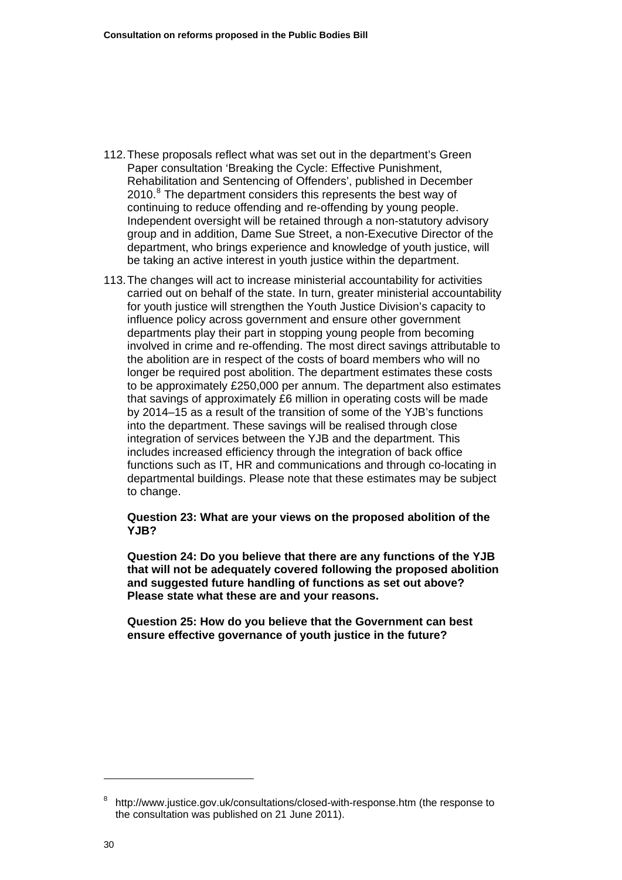112. These proposals reflect what was set out in the department's Green Paper consultation 'Breaking the Cycle: Effective Punishment, Rehabilitation and Sentencing of Offenders', published in December 2010.[8] The department considers this represents the best way of continuing to reduce offending and re-offending by young people. Independent oversight will be retained through a non-statutory advisory group and in addition, Dame Sue Street, a non-Executive Director of the department, who brings experience and knowledge of youth justice, will be taking an active interest in youth justice within the department.

113. The changes will act to increase ministerial accountability for activities carried out on behalf of the state. In turn, greater ministerial accountability for youth justice will strengthen the Youth Justice Division's capacity to influence policy across government and ensure other government departments play their part in stopping young people from becoming involved in crime and re-offending. The most direct savings attributable to the abolition are in respect of the costs of board members who will no longer be required post abolition. The department estimates these costs to be approximately £250,000 per annum. The department also estimates that savings of approximately £6 million in operating costs will be made by 2014–15 as a result of the transition of some of the YJB's functions into the department. These savings will be realised through close integration of services between the YJB and the department. This includes increased efficiency through the integration of back office functions such as IT, HR and communications and through co-locating in departmental buildings. Please note that these estimates may be subject to change.

**Question 23: What are your views on the proposed abolition of the YJB?**

**Question 24: Do you believe that there are any functions of the YJB that will not be adequately covered following the proposed abolition and suggested future handling of functions as set out above? Please state what these are and your reasons.**

**Question 25: How do you believe that the Government can best ensure effective governance of youth justice in the future?**

---

[8] http://www.justice.gov.uk/consultations/closed-with-response.htm (the response to the consultation was published on 21 June 2011).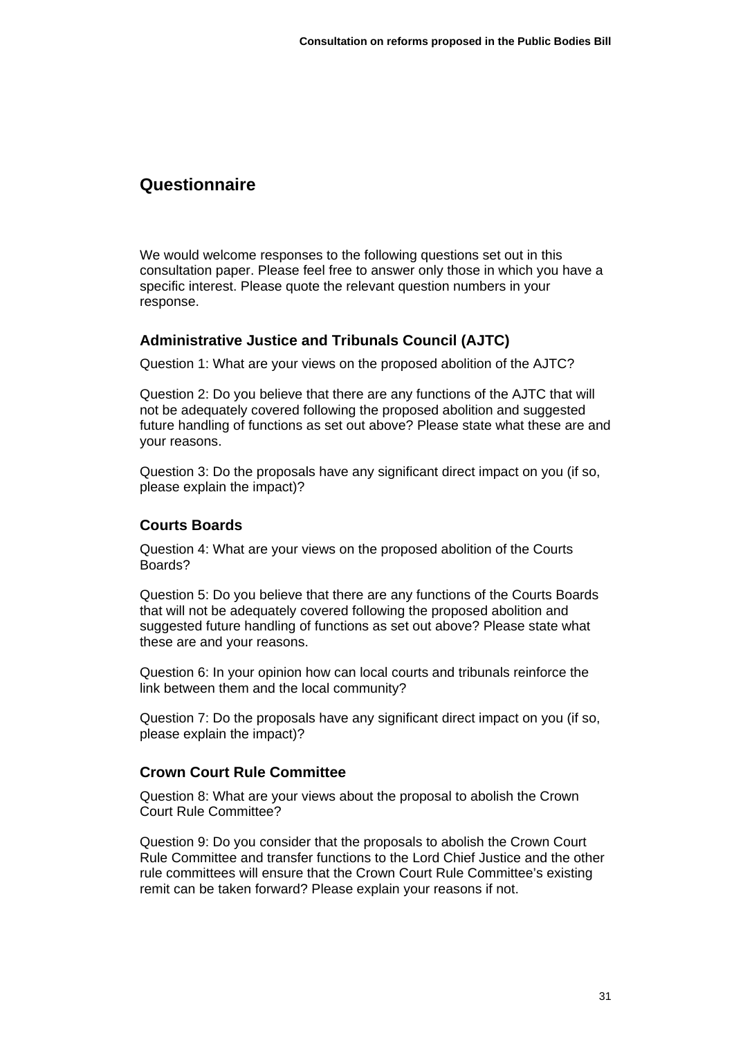## Questionnaire

We would welcome responses to the following questions set out in this consultation paper. Please feel free to answer only those in which you have a specific interest. Please quote the relevant question numbers in your response.

### Administrative Justice and Tribunals Council (AJTC)

Question 1: What are your views on the proposed abolition of the AJTC?

Question 2: Do you believe that there are any functions of the AJTC that will not be adequately covered following the proposed abolition and suggested future handling of functions as set out above? Please state what these are and your reasons.

Question 3: Do the proposals have any significant direct impact on you (if so, please explain the impact)?

### Courts Boards

Question 4: What are your views on the proposed abolition of the Courts Boards?

Question 5: Do you believe that there are any functions of the Courts Boards that will not be adequately covered following the proposed abolition and suggested future handling of functions as set out above? Please state what these are and your reasons.

Question 6: In your opinion how can local courts and tribunals reinforce the link between them and the local community?

Question 7: Do the proposals have any significant direct impact on you (if so, please explain the impact)?

### Crown Court Rule Committee

Question 8: What are your views about the proposal to abolish the Crown Court Rule Committee?

Question 9: Do you consider that the proposals to abolish the Crown Court Rule Committee and transfer functions to the Lord Chief Justice and the other rule committees will ensure that the Crown Court Rule Committee's existing remit can be taken forward? Please explain your reasons if not.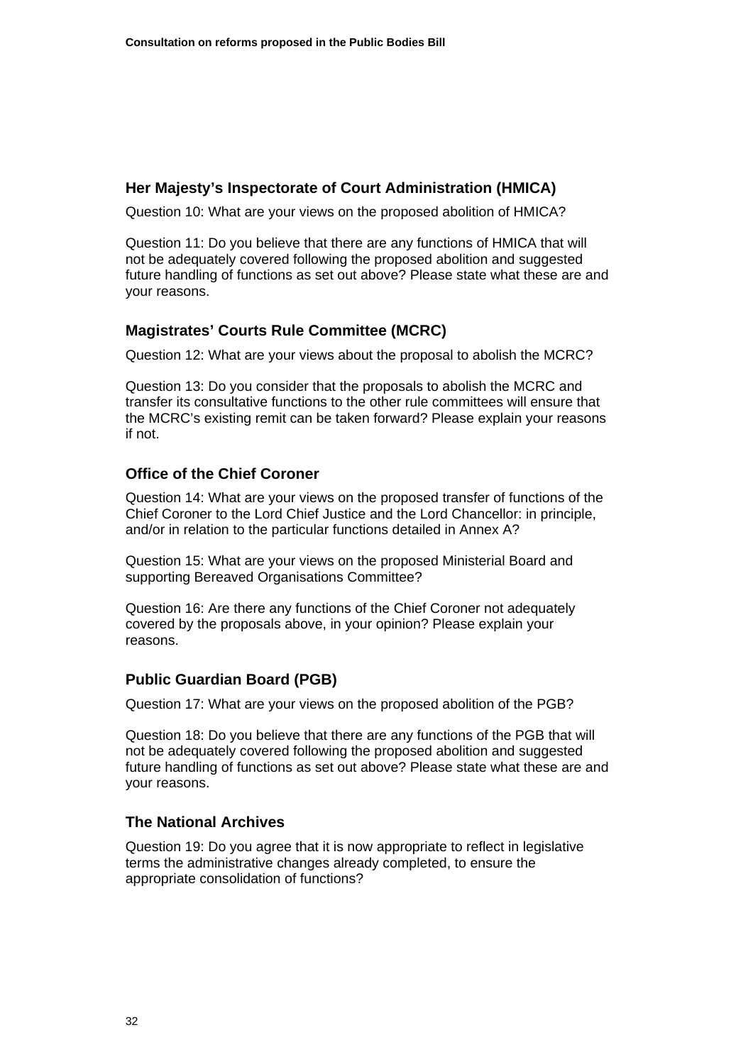### Her Majesty's Inspectorate of Court Administration (HMICA)

Question 10: What are your views on the proposed abolition of HMICA?

Question 11: Do you believe that there are any functions of HMICA that will not be adequately covered following the proposed abolition and suggested future handling of functions as set out above? Please state what these are and your reasons.

### Magistrates' Courts Rule Committee (MCRC)

Question 12: What are your views about the proposal to abolish the MCRC?

Question 13: Do you consider that the proposals to abolish the MCRC and transfer its consultative functions to the other rule committees will ensure that the MCRC's existing remit can be taken forward? Please explain your reasons if not.

### Office of the Chief Coroner

Question 14: What are your views on the proposed transfer of functions of the Chief Coroner to the Lord Chief Justice and the Lord Chancellor: in principle, and/or in relation to the particular functions detailed in Annex A?

Question 15: What are your views on the proposed Ministerial Board and supporting Bereaved Organisations Committee?

Question 16: Are there any functions of the Chief Coroner not adequately covered by the proposals above, in your opinion? Please explain your reasons.

### Public Guardian Board (PGB)

Question 17: What are your views on the proposed abolition of the PGB?

Question 18: Do you believe that there are any functions of the PGB that will not be adequately covered following the proposed abolition and suggested future handling of functions as set out above? Please state what these are and your reasons.

### The National Archives

Question 19: Do you agree that it is now appropriate to reflect in legislative terms the administrative changes already completed, to ensure the appropriate consolidation of functions?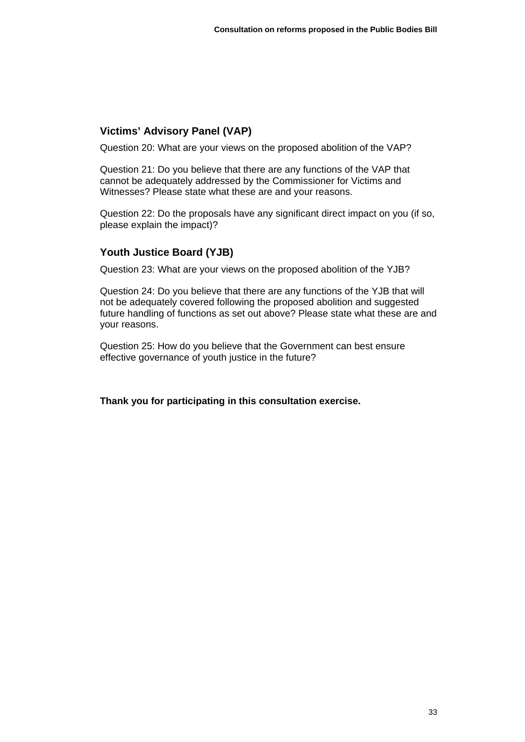## Victims' Advisory Panel (VAP)

Question 20: What are your views on the proposed abolition of the VAP?

Question 21: Do you believe that there are any functions of the VAP that cannot be adequately addressed by the Commissioner for Victims and Witnesses? Please state what these are and your reasons.

Question 22: Do the proposals have any significant direct impact on you (if so, please explain the impact)?

## Youth Justice Board (YJB)

Question 23: What are your views on the proposed abolition of the YJB?

Question 24: Do you believe that there are any functions of the YJB that will not be adequately covered following the proposed abolition and suggested future handling of functions as set out above? Please state what these are and your reasons.

Question 25: How do you believe that the Government can best ensure effective governance of youth justice in the future?

**Thank you for participating in this consultation exercise.**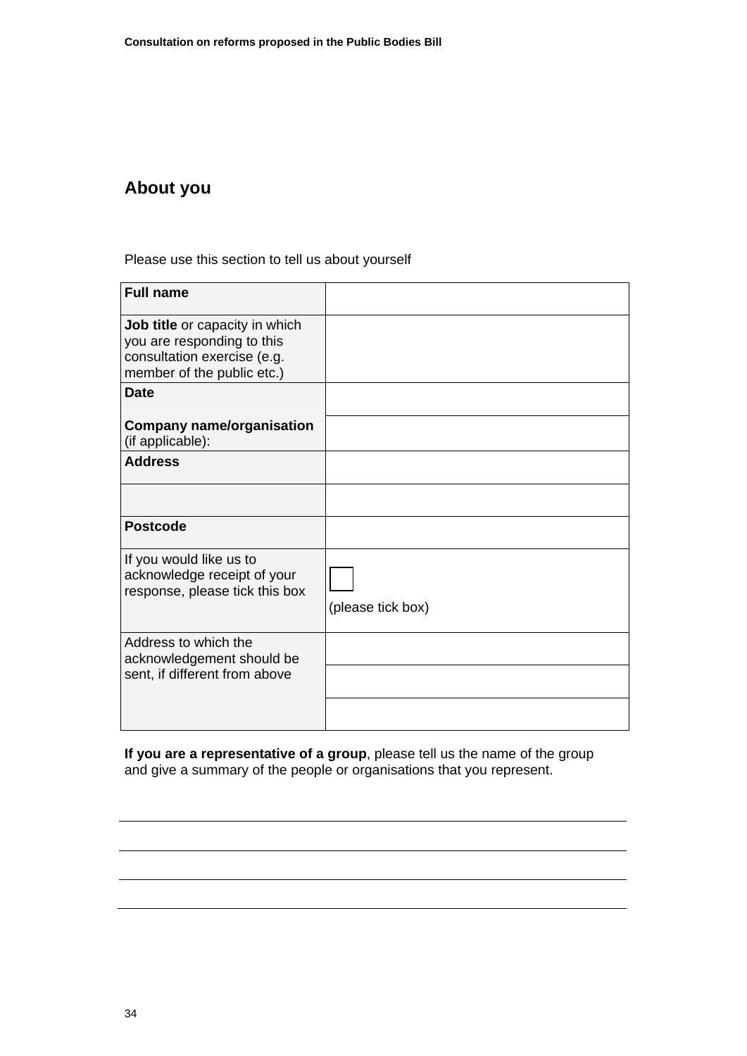## About you

Please use this section to tell us about yourself

| | |
|---|---|
| **Full name** | |
| **Job title** or capacity in which you are responding to this consultation exercise (e.g. member of the public etc.) | |
| **Date** | |
| **Company name/organisation** (if applicable): | |
| **Address** | |
| | |
| **Postcode** | |
| If you would like us to acknowledge receipt of your response, please tick this box | ☐ (please tick box) |
| Address to which the acknowledgement should be sent, if different from above | |
| | |
| | |

**If you are a representative of a group**, please tell us the name of the group and give a summary of the people or organisations that you represent.

---

---

---

---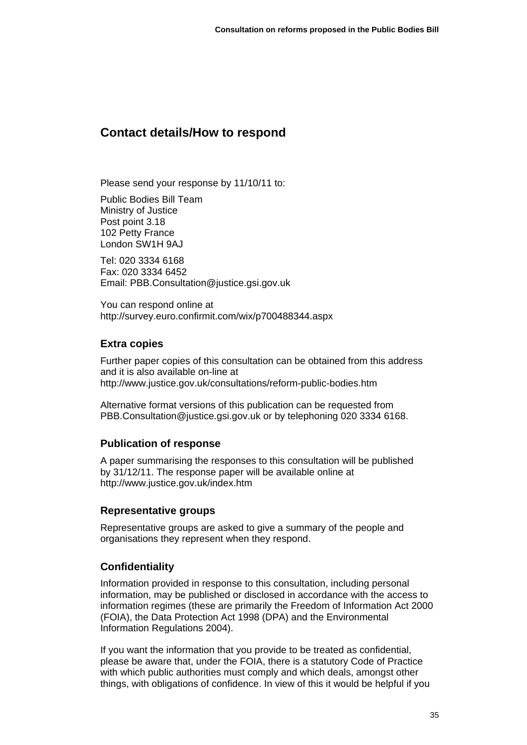## Contact details/How to respond

Please send your response by 11/10/11 to:

Public Bodies Bill Team
Ministry of Justice
Post point 3.18
102 Petty France
London SW1H 9AJ

Tel: 020 3334 6168
Fax: 020 3334 6452
Email: PBB.Consultation@justice.gsi.gov.uk

You can respond online at
http://survey.euro.confirmit.com/wix/p700488344.aspx

### Extra copies

Further paper copies of this consultation can be obtained from this address and it is also available on-line at
http://www.justice.gov.uk/consultations/reform-public-bodies.htm

Alternative format versions of this publication can be requested from PBB.Consultation@justice.gsi.gov.uk or by telephoning 020 3334 6168.

### Publication of response

A paper summarising the responses to this consultation will be published by 31/12/11. The response paper will be available online at http://www.justice.gov.uk/index.htm

### Representative groups

Representative groups are asked to give a summary of the people and organisations they represent when they respond.

### Confidentiality

Information provided in response to this consultation, including personal information, may be published or disclosed in accordance with the access to information regimes (these are primarily the Freedom of Information Act 2000 (FOIA), the Data Protection Act 1998 (DPA) and the Environmental Information Regulations 2004).

If you want the information that you provide to be treated as confidential, please be aware that, under the FOIA, there is a statutory Code of Practice with which public authorities must comply and which deals, amongst other things, with obligations of confidence. In view of this it would be helpful if you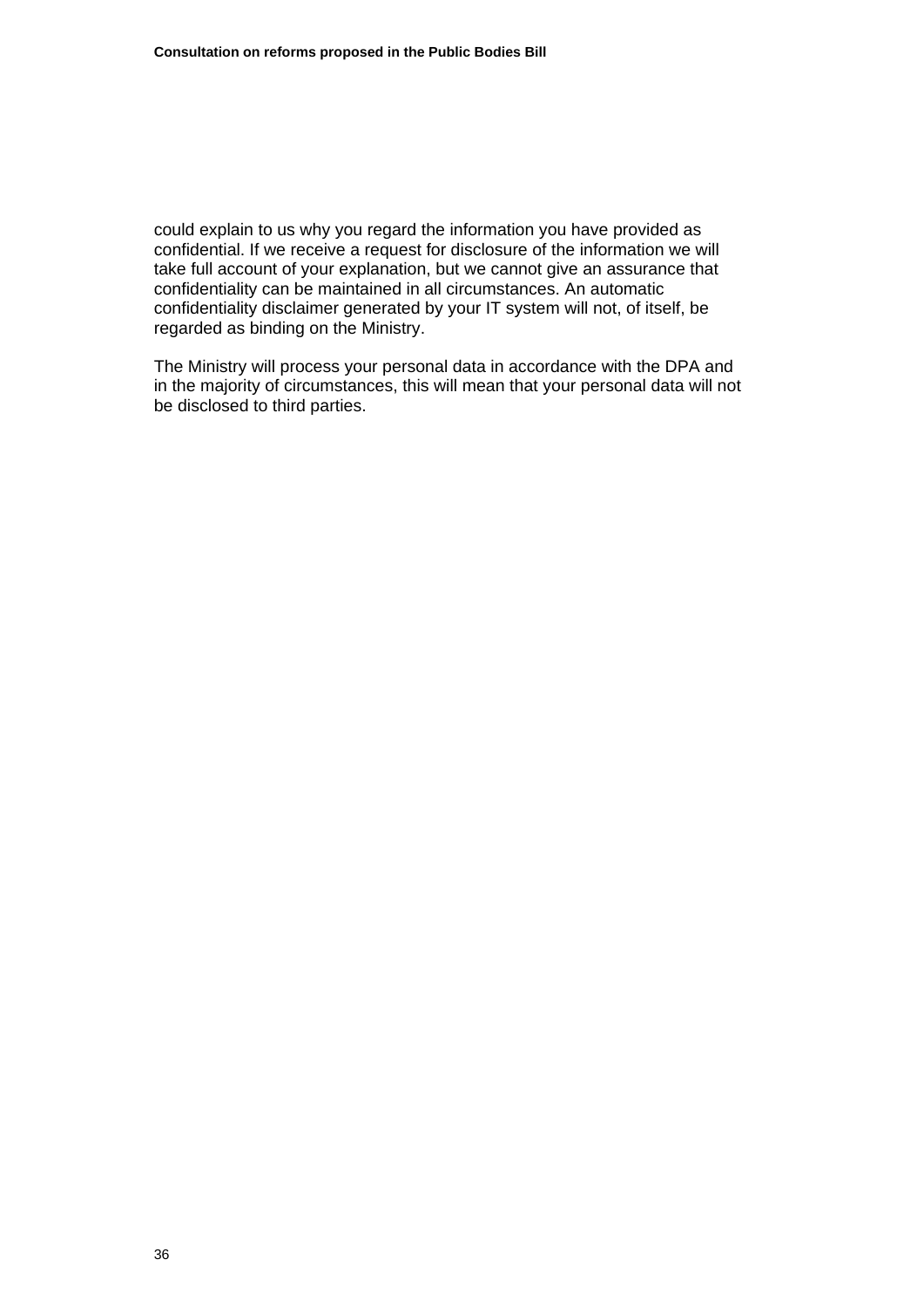could explain to us why you regard the information you have provided as confidential. If we receive a request for disclosure of the information we will take full account of your explanation, but we cannot give an assurance that confidentiality can be maintained in all circumstances. An automatic confidentiality disclaimer generated by your IT system will not, of itself, be regarded as binding on the Ministry.

The Ministry will process your personal data in accordance with the DPA and in the majority of circumstances, this will mean that your personal data will not be disclosed to third parties.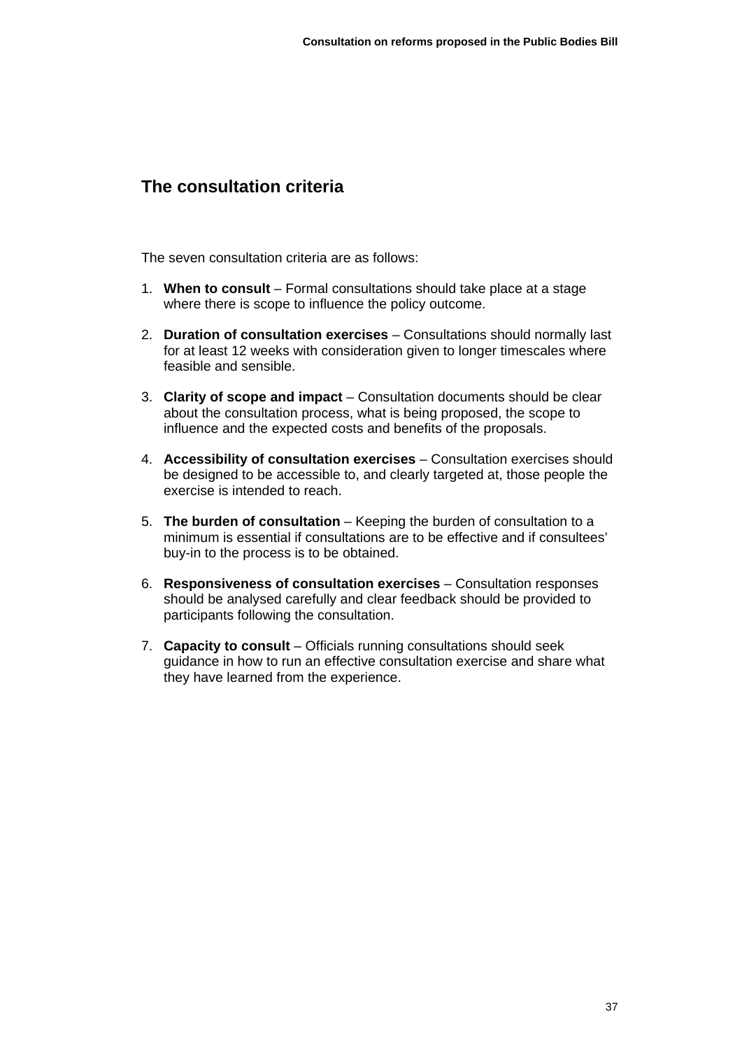## The consultation criteria

The seven consultation criteria are as follows:

1. **When to consult** – Formal consultations should take place at a stage where there is scope to influence the policy outcome.

2. **Duration of consultation exercises** – Consultations should normally last for at least 12 weeks with consideration given to longer timescales where feasible and sensible.

3. **Clarity of scope and impact** – Consultation documents should be clear about the consultation process, what is being proposed, the scope to influence and the expected costs and benefits of the proposals.

4. **Accessibility of consultation exercises** – Consultation exercises should be designed to be accessible to, and clearly targeted at, those people the exercise is intended to reach.

5. **The burden of consultation** – Keeping the burden of consultation to a minimum is essential if consultations are to be effective and if consultees' buy-in to the process is to be obtained.

6. **Responsiveness of consultation exercises** – Consultation responses should be analysed carefully and clear feedback should be provided to participants following the consultation.

7. **Capacity to consult** – Officials running consultations should seek guidance in how to run an effective consultation exercise and share what they have learned from the experience.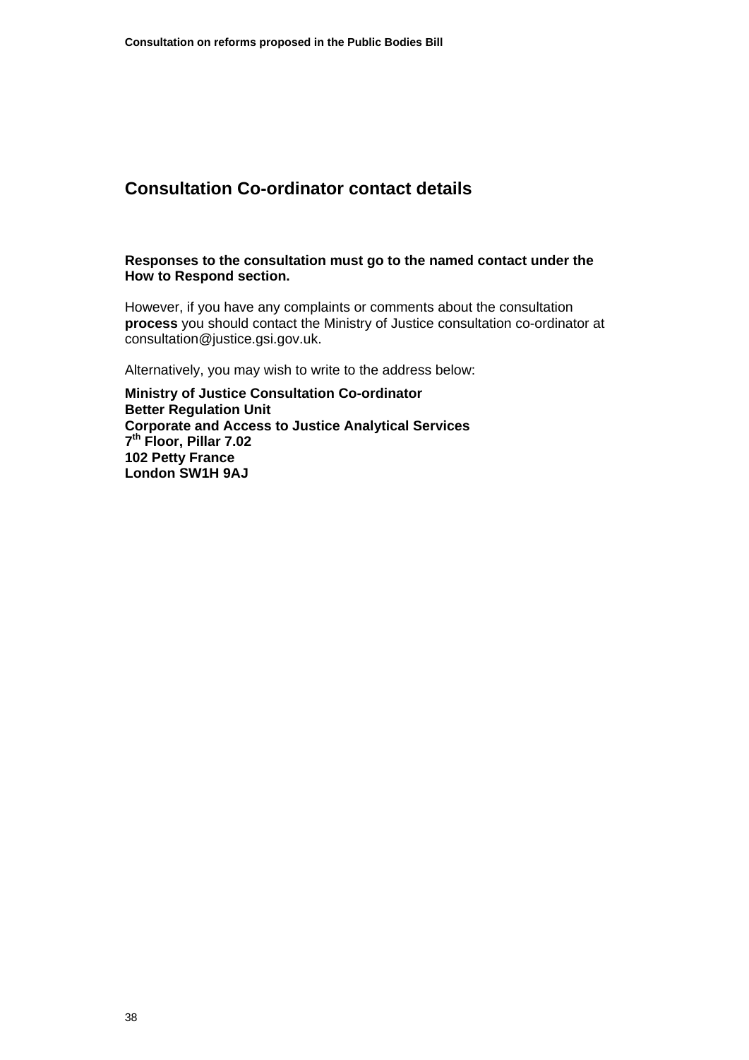## Consultation Co-ordinator contact details

**Responses to the consultation must go to the named contact under the How to Respond section.**

However, if you have any complaints or comments about the consultation **process** you should contact the Ministry of Justice consultation co-ordinator at consultation@justice.gsi.gov.uk.

Alternatively, you may wish to write to the address below:

**Ministry of Justice Consultation Co-ordinator**
**Better Regulation Unit**
**Corporate and Access to Justice Analytical Services**
**7th Floor, Pillar 7.02**
**102 Petty France**
**London SW1H 9AJ**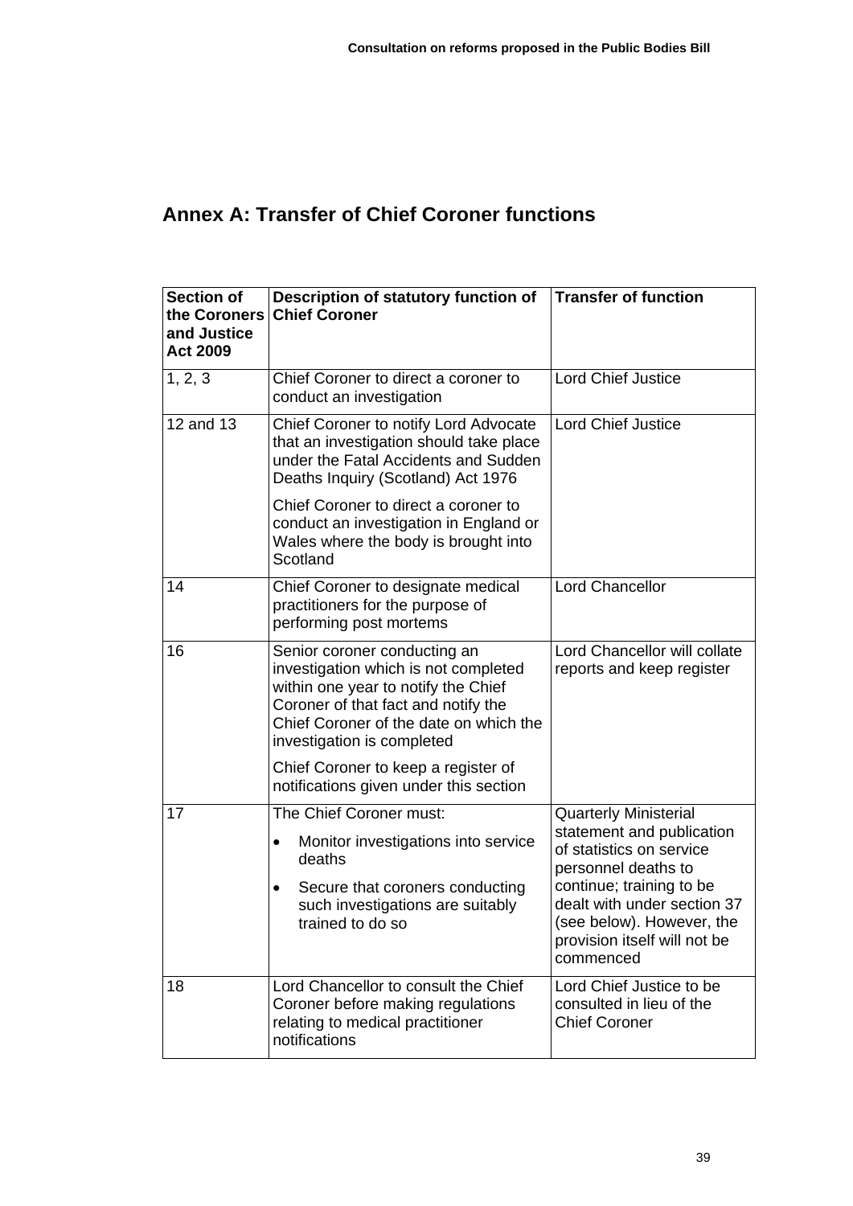## Annex A: Transfer of Chief Coroner functions

| Section of the Coroners and Justice Act 2009 | Description of statutory function of Chief Coroner | Transfer of function |
|---|---|---|
| 1, 2, 3 | Chief Coroner to direct a coroner to conduct an investigation | Lord Chief Justice |
| 12 and 13 | Chief Coroner to notify Lord Advocate that an investigation should take place under the Fatal Accidents and Sudden Deaths Inquiry (Scotland) Act 1976<br><br>Chief Coroner to direct a coroner to conduct an investigation in England or Wales where the body is brought into Scotland | Lord Chief Justice |
| 14 | Chief Coroner to designate medical practitioners for the purpose of performing post mortems | Lord Chancellor |
| 16 | Senior coroner conducting an investigation which is not completed within one year to notify the Chief Coroner of that fact and notify the Chief Coroner of the date on which the investigation is completed<br><br>Chief Coroner to keep a register of notifications given under this section | Lord Chancellor will collate reports and keep register |
| 17 | The Chief Coroner must:<br>• Monitor investigations into service deaths<br>• Secure that coroners conducting such investigations are suitably trained to do so | Quarterly Ministerial statement and publication of statistics on service personnel deaths to continue; training to be dealt with under section 37 (see below). However, the provision itself will not be commenced |
| 18 | Lord Chancellor to consult the Chief Coroner before making regulations relating to medical practitioner notifications | Lord Chief Justice to be consulted in lieu of the Chief Coroner |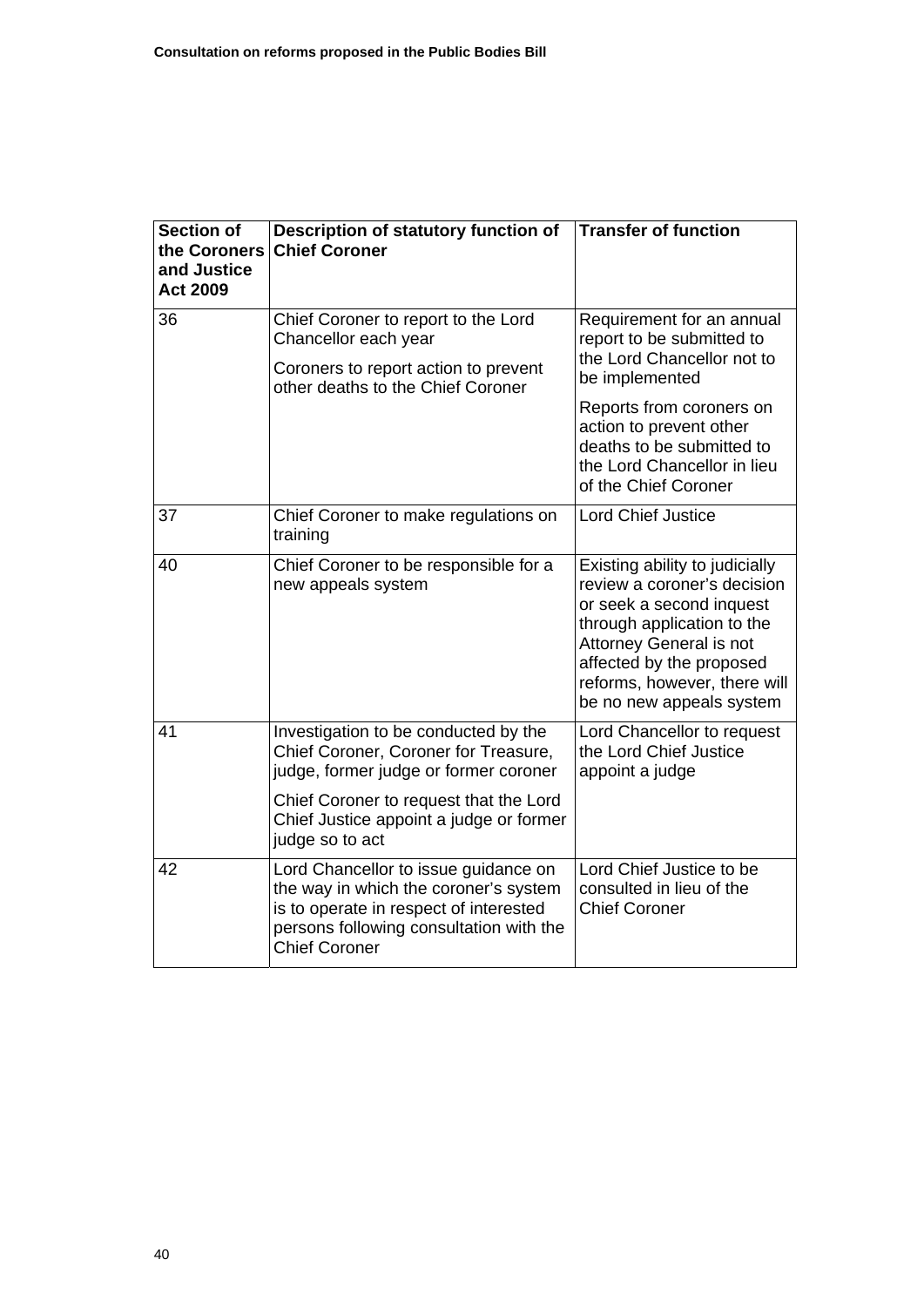| Section of the Coroners and Justice Act 2009 | Description of statutory function of Chief Coroner | Transfer of function |
|---|---|---|
| 36 | Chief Coroner to report to the Lord Chancellor each year<br><br>Coroners to report action to prevent other deaths to the Chief Coroner | Requirement for an annual report to be submitted to the Lord Chancellor not to be implemented<br><br>Reports from coroners on action to prevent other deaths to be submitted to the Lord Chancellor in lieu of the Chief Coroner |
| 37 | Chief Coroner to make regulations on training | Lord Chief Justice |
| 40 | Chief Coroner to be responsible for a new appeals system | Existing ability to judicially review a coroner's decision or seek a second inquest through application to the Attorney General is not affected by the proposed reforms, however, there will be no new appeals system |
| 41 | Investigation to be conducted by the Chief Coroner, Coroner for Treasure, judge, former judge or former coroner<br><br>Chief Coroner to request that the Lord Chief Justice appoint a judge or former judge so to act | Lord Chancellor to request the Lord Chief Justice appoint a judge |
| 42 | Lord Chancellor to issue guidance on the way in which the coroner's system is to operate in respect of interested persons following consultation with the Chief Coroner | Lord Chief Justice to be consulted in lieu of the Chief Coroner |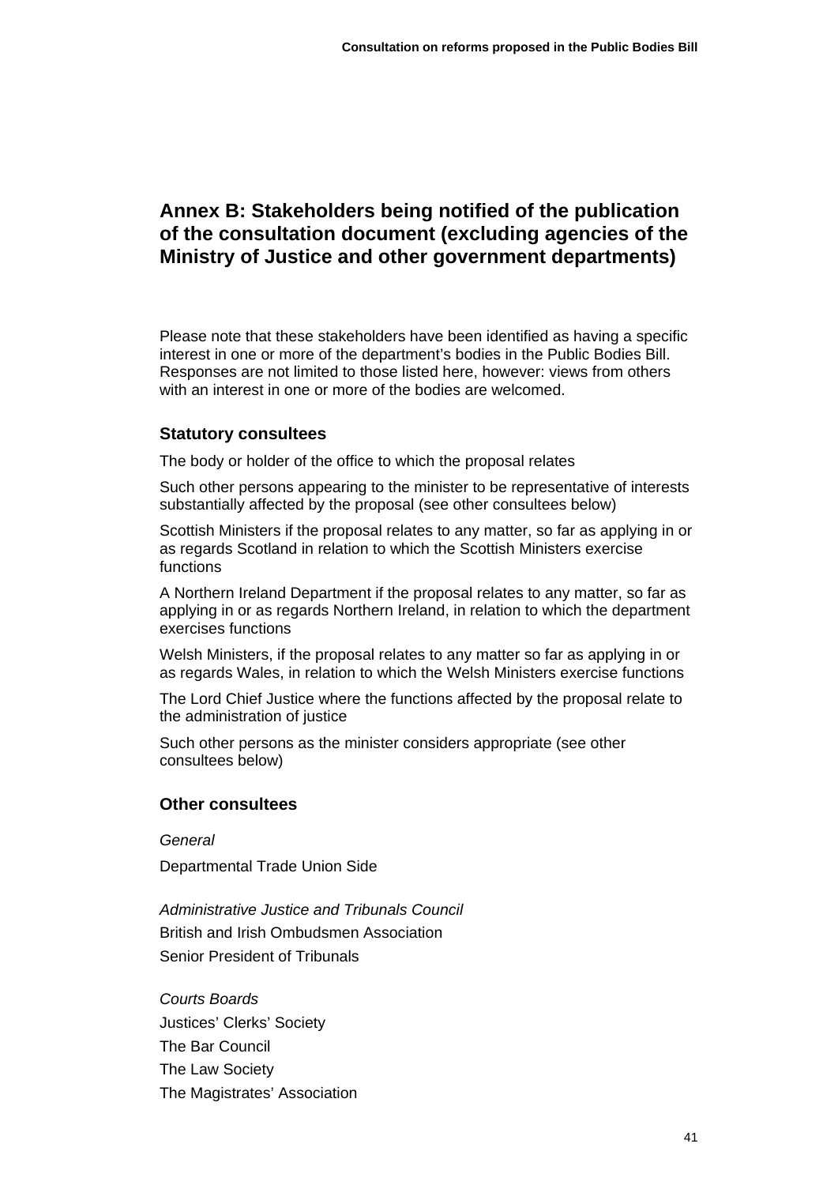## Annex B: Stakeholders being notified of the publication of the consultation document (excluding agencies of the Ministry of Justice and other government departments)

Please note that these stakeholders have been identified as having a specific interest in one or more of the department's bodies in the Public Bodies Bill. Responses are not limited to those listed here, however: views from others with an interest in one or more of the bodies are welcomed.

### Statutory consultees

The body or holder of the office to which the proposal relates

Such other persons appearing to the minister to be representative of interests substantially affected by the proposal (see other consultees below)

Scottish Ministers if the proposal relates to any matter, so far as applying in or as regards Scotland in relation to which the Scottish Ministers exercise functions

A Northern Ireland Department if the proposal relates to any matter, so far as applying in or as regards Northern Ireland, in relation to which the department exercises functions

Welsh Ministers, if the proposal relates to any matter so far as applying in or as regards Wales, in relation to which the Welsh Ministers exercise functions

The Lord Chief Justice where the functions affected by the proposal relate to the administration of justice

Such other persons as the minister considers appropriate (see other consultees below)

### Other consultees

*General*

Departmental Trade Union Side

*Administrative Justice and Tribunals Council*

British and Irish Ombudsmen Association

Senior President of Tribunals

*Courts Boards*

Justices' Clerks' Society

The Bar Council

The Law Society

The Magistrates' Association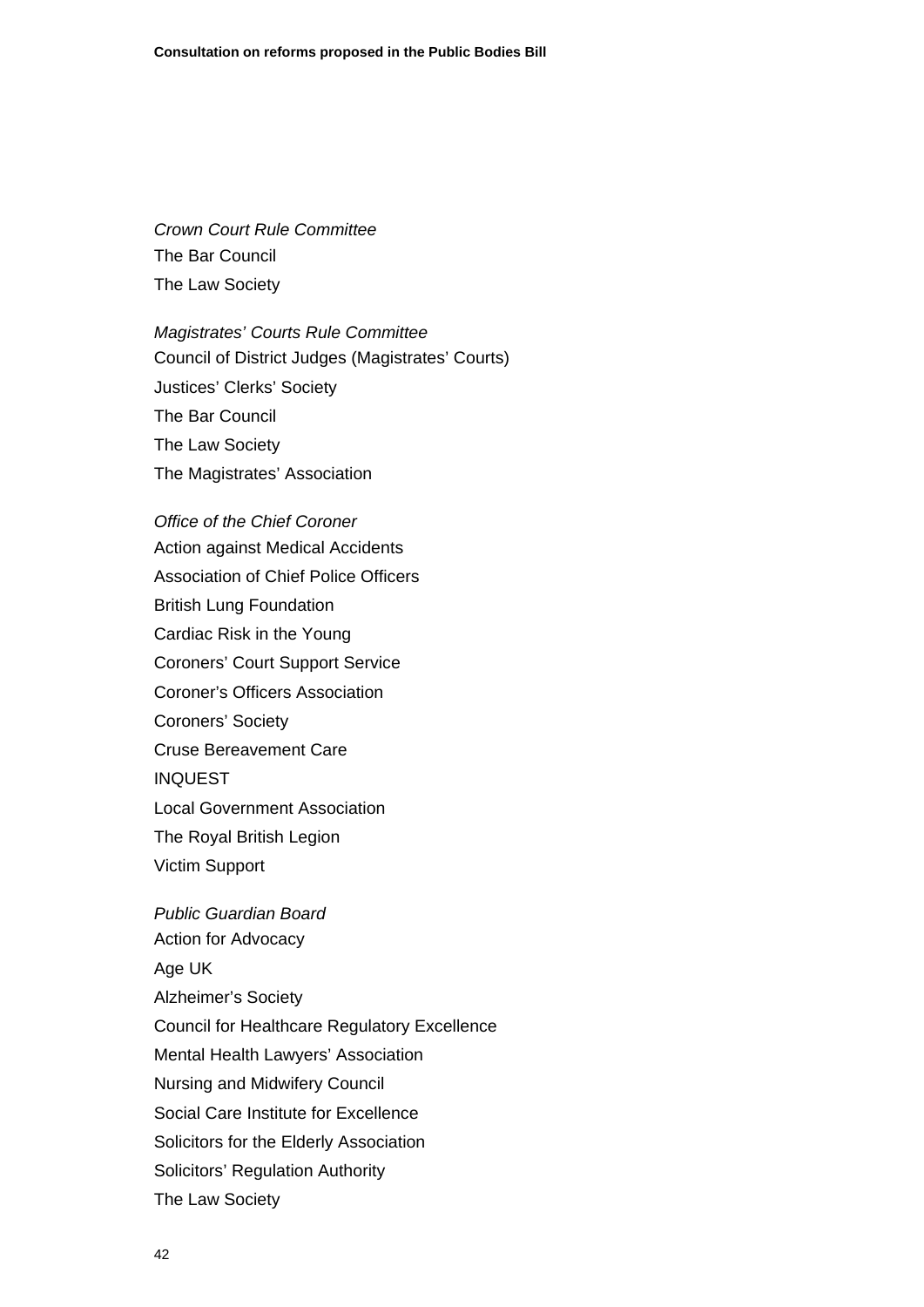*Crown Court Rule Committee*

The Bar Council

The Law Society

*Magistrates' Courts Rule Committee*

Council of District Judges (Magistrates' Courts)

Justices' Clerks' Society

The Bar Council

The Law Society

The Magistrates' Association

*Office of the Chief Coroner*

Action against Medical Accidents

Association of Chief Police Officers

British Lung Foundation

Cardiac Risk in the Young

Coroners' Court Support Service

Coroner's Officers Association

Coroners' Society

Cruse Bereavement Care

INQUEST

Local Government Association

The Royal British Legion

Victim Support

*Public Guardian Board*

Action for Advocacy

Age UK

Alzheimer's Society

Council for Healthcare Regulatory Excellence

Mental Health Lawyers' Association

Nursing and Midwifery Council

Social Care Institute for Excellence

Solicitors for the Elderly Association

Solicitors' Regulation Authority

The Law Society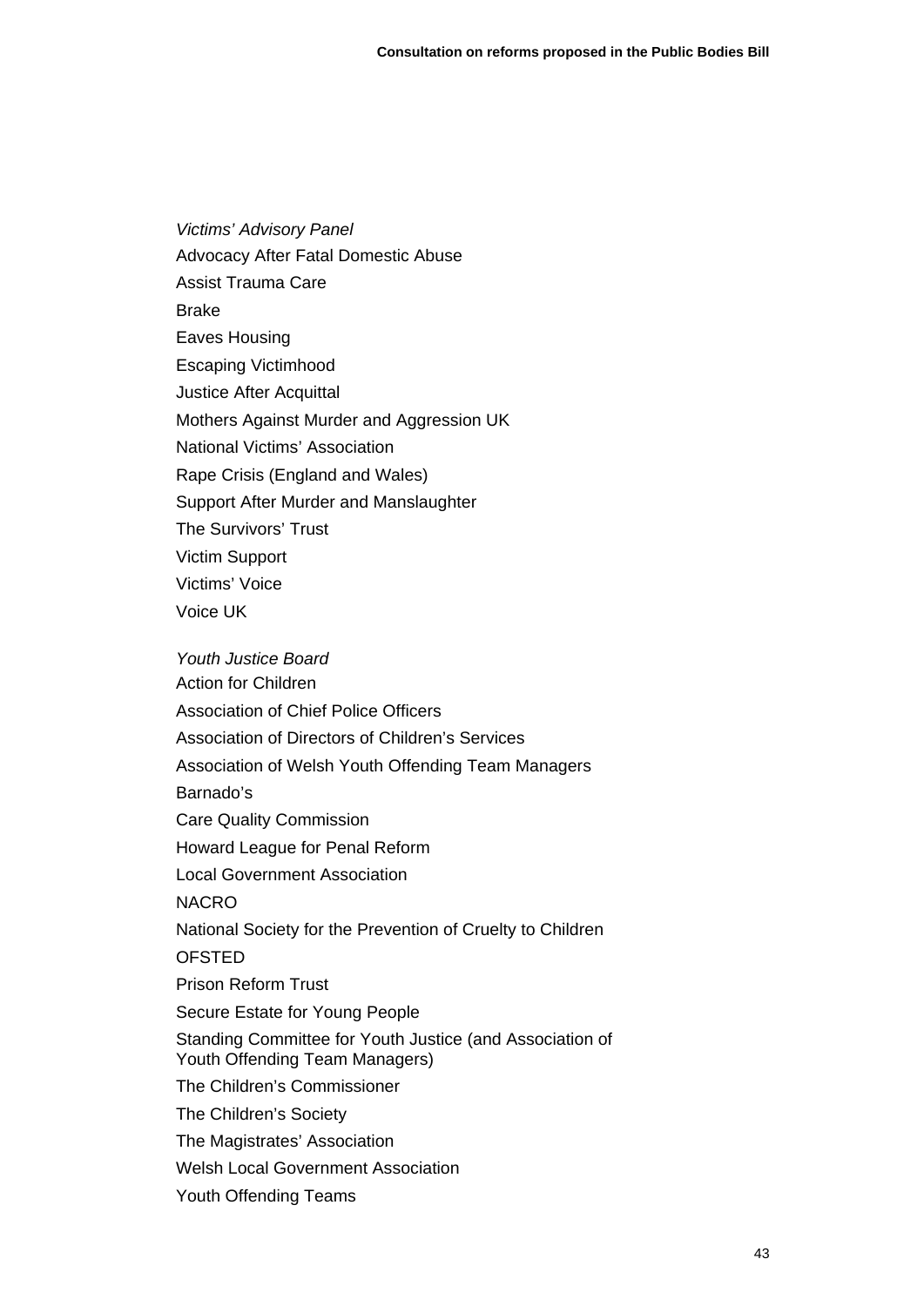*Victims' Advisory Panel*

Advocacy After Fatal Domestic Abuse

Assist Trauma Care

Brake

Eaves Housing

Escaping Victimhood

Justice After Acquittal

Mothers Against Murder and Aggression UK

National Victims' Association

Rape Crisis (England and Wales)

Support After Murder and Manslaughter

The Survivors' Trust

Victim Support

Victims' Voice

Voice UK

*Youth Justice Board*

Action for Children

Association of Chief Police Officers

Association of Directors of Children's Services

Association of Welsh Youth Offending Team Managers

Barnado's

Care Quality Commission

Howard League for Penal Reform

Local Government Association

NACRO

National Society for the Prevention of Cruelty to Children

OFSTED

Prison Reform Trust

Secure Estate for Young People

Standing Committee for Youth Justice (and Association of Youth Offending Team Managers)

The Children's Commissioner

The Children's Society

The Magistrates' Association

Welsh Local Government Association

Youth Offending Teams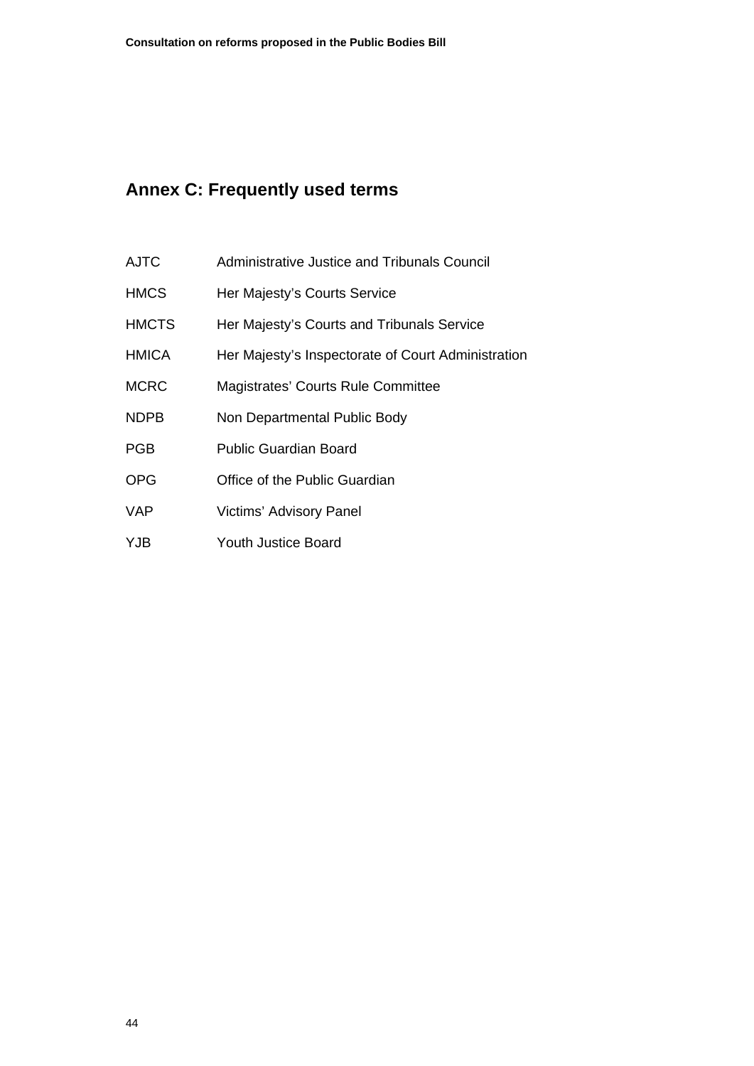## Annex C: Frequently used terms

| | |
|---|---|
| AJTC | Administrative Justice and Tribunals Council |
| HMCS | Her Majesty's Courts Service |
| HMCTS | Her Majesty's Courts and Tribunals Service |
| HMICA | Her Majesty's Inspectorate of Court Administration |
| MCRC | Magistrates' Courts Rule Committee |
| NDPB | Non Departmental Public Body |
| PGB | Public Guardian Board |
| OPG | Office of the Public Guardian |
| VAP | Victims' Advisory Panel |
| YJB | Youth Justice Board |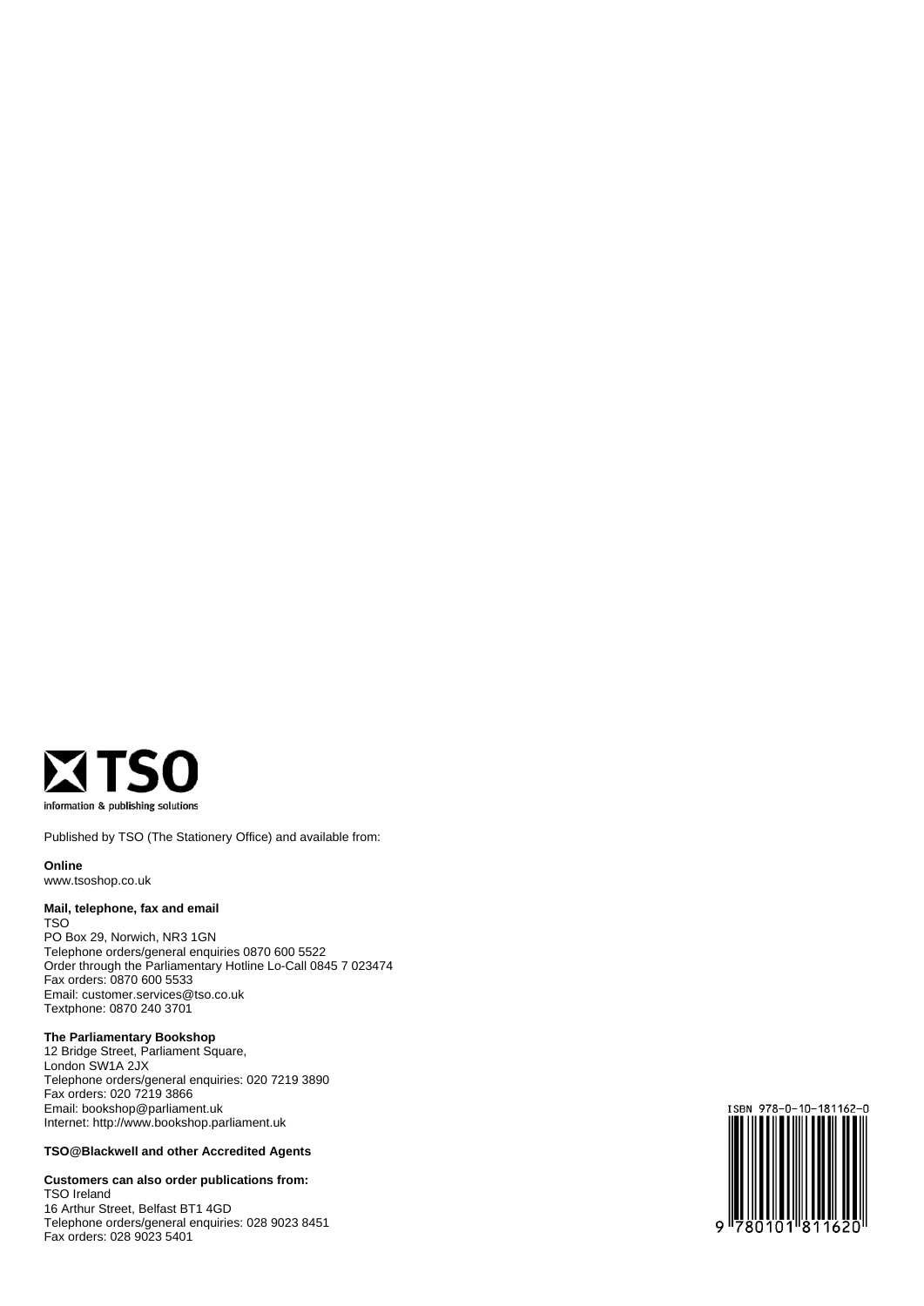TSO

information & publishing solutions

Published by TSO (The Stationery Office) and available from:

**Online**
www.tsoshop.co.uk

**Mail, telephone, fax and email**
TSO
PO Box 29, Norwich, NR3 1GN
Telephone orders/general enquiries 0870 600 5522
Order through the Parliamentary Hotline Lo-Call 0845 7 023474
Fax orders: 0870 600 5533
Email: customer.services@tso.co.uk
Textphone: 0870 240 3701

**The Parliamentary Bookshop**
12 Bridge Street, Parliament Square,
London SW1A 2JX
Telephone orders/general enquiries: 020 7219 3890
Fax orders: 020 7219 3866
Email: bookshop@parliament.uk
Internet: http://www.bookshop.parliament.uk

**TSO@Blackwell and other Accredited Agents**

**Customers can also order publications from:**
TSO Ireland
16 Arthur Street, Belfast BT1 4GD
Telephone orders/general enquiries: 028 9023 8451
Fax orders: 028 9023 5401

ISBN 978-0-10-181162-0

9 780101 811620